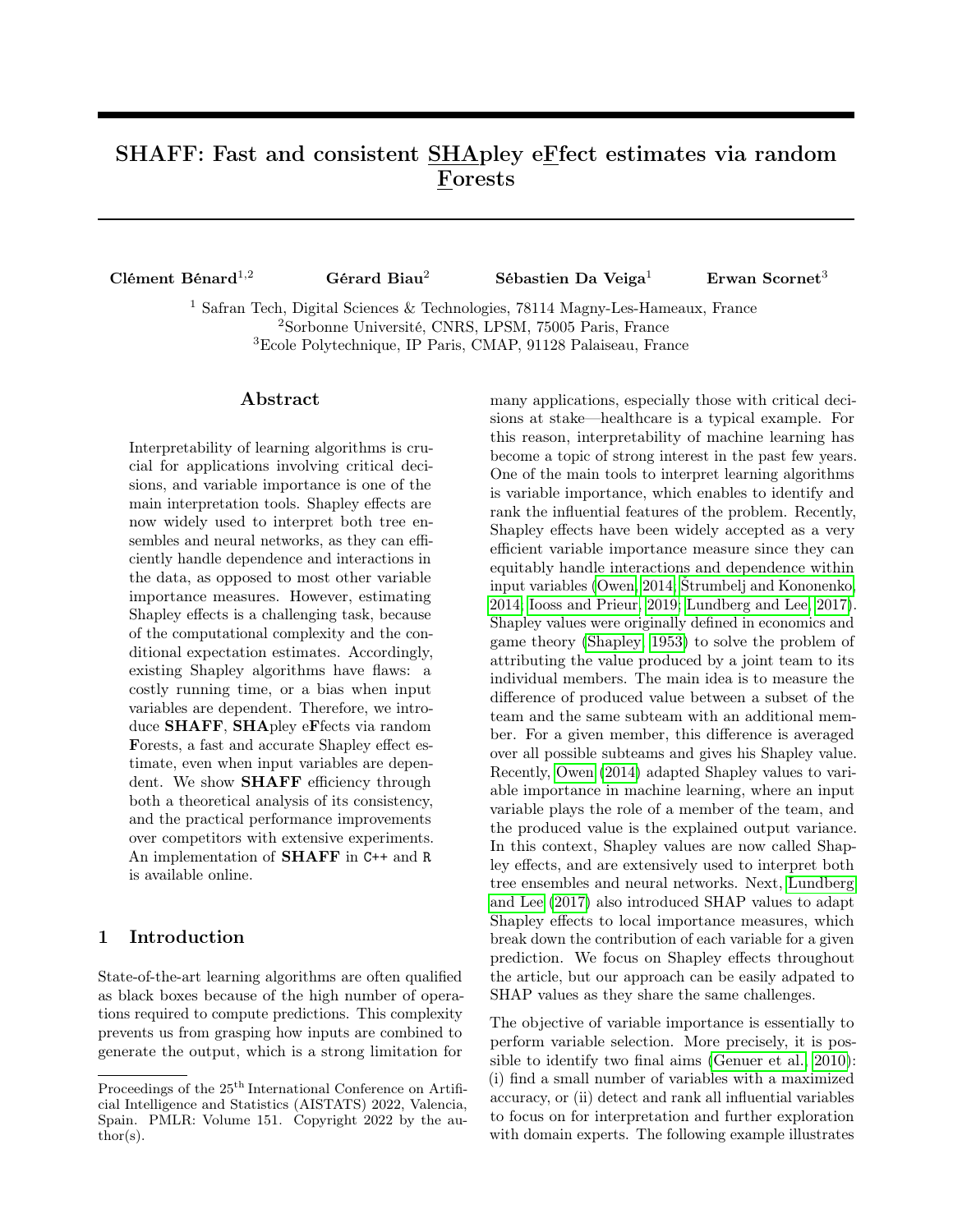# SHAFF: Fast and consistent SHApley eFfect estimates via random Forests

**Clément Bénard**[1,2] **Gérard Biau**[2] **Sébastien Da Veiga**[1] **Erwan Scornet**[3]

[1] Safran Tech, Digital Sciences & Technologies, 78114 Magny-Les-Hameaux, France
[2]Sorbonne Université, CNRS, LPSM, 75005 Paris, France
[3]Ecole Polytechnique, IP Paris, CMAP, 91128 Palaiseau, France

## Abstract

Interpretability of learning algorithms is crucial for applications involving critical decisions, and variable importance is one of the main interpretation tools. Shapley effects are now widely used to interpret both tree ensembles and neural networks, as they can efficiently handle dependence and interactions in the data, as opposed to most other variable importance measures. However, estimating Shapley effects is a challenging task, because of the computational complexity and the conditional expectation estimates. Accordingly, existing Shapley algorithms have flaws: a costly running time, or a bias when input variables are dependent. Therefore, we introduce **SHAFF**, **SHA**pley e**F**fects via random **F**orests, a fast and accurate Shapley effect estimate, even when input variables are dependent. We show **SHAFF** efficiency through both a theoretical analysis of its consistency, and the practical performance improvements over competitors with extensive experiments. An implementation of **SHAFF** in C++ and R is available online.

## 1 Introduction

State-of-the-art learning algorithms are often qualified as black boxes because of the high number of operations required to compute predictions. This complexity prevents us from grasping how inputs are combined to generate the output, which is a strong limitation for many applications, especially those with critical decisions at stake—healthcare is a typical example. For this reason, interpretability of machine learning has become a topic of strong interest in the past few years. One of the main tools to interpret learning algorithms is variable importance, which enables to identify and rank the influential features of the problem. Recently, Shapley effects have been widely accepted as a very efficient variable importance measure since they can equitably handle interactions and dependence within input variables (Owen, 2014; Štrumbelj and Kononenko, 2014; Iooss and Prieur, 2019; Lundberg and Lee, 2017). Shapley values were originally defined in economics and game theory (Shapley, 1953) to solve the problem of attributing the value produced by a joint team to its individual members. The main idea is to measure the difference of produced value between a subset of the team and the same subteam with an additional member. For a given member, this difference is averaged over all possible subteams and gives his Shapley value. Recently, Owen (2014) adapted Shapley values to variable importance in machine learning, where an input variable plays the role of a member of the team, and the produced value is the explained output variance. In this context, Shapley values are now called Shapley effects, and are extensively used to interpret both tree ensembles and neural networks. Next, Lundberg and Lee (2017) also introduced SHAP values to adapt Shapley effects to local importance measures, which break down the contribution of each variable for a given prediction. We focus on Shapley effects throughout the article, but our approach can be easily adpated to SHAP values as they share the same challenges.

The objective of variable importance is essentially to perform variable selection. More precisely, it is possible to identify two final aims (Genuer et al., 2010): (i) find a small number of variables with a maximized accuracy, or (ii) detect and rank all influential variables to focus on for interpretation and further exploration with domain experts. The following example illustrates

Proceedings of the 25th International Conference on Artificial Intelligence and Statistics (AISTATS) 2022, Valencia, Spain. PMLR: Volume 151. Copyright 2022 by the author(s).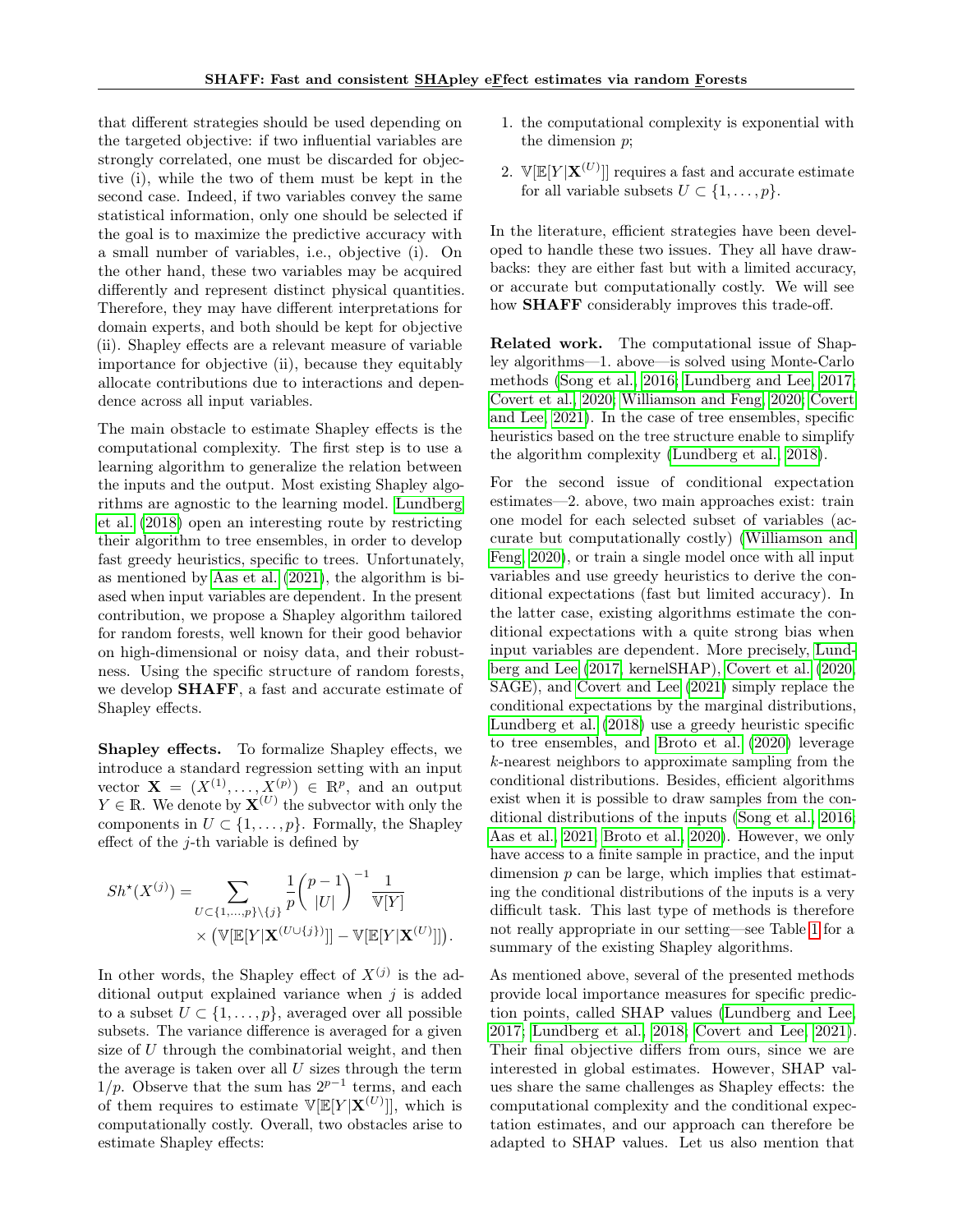that different strategies should be used depending on the targeted objective: if two influential variables are strongly correlated, one must be discarded for objective (i), while the two of them must be kept in the second case. Indeed, if two variables convey the same statistical information, only one should be selected if the goal is to maximize the predictive accuracy with a small number of variables, i.e., objective (i). On the other hand, these two variables may be acquired differently and represent distinct physical quantities. Therefore, they may have different interpretations for domain experts, and both should be kept for objective (ii). Shapley effects are a relevant measure of variable importance for objective (ii), because they equitably allocate contributions due to interactions and dependence across all input variables.

The main obstacle to estimate Shapley effects is the computational complexity. The first step is to use a learning algorithm to generalize the relation between the inputs and the output. Most existing Shapley algorithms are agnostic to the learning model. Lundberg et al. (2018) open an interesting route by restricting their algorithm to tree ensembles, in order to develop fast greedy heuristics, specific to trees. Unfortunately, as mentioned by Aas et al. (2021), the algorithm is biased when input variables are dependent. In the present contribution, we propose a Shapley algorithm tailored for random forests, well known for their good behavior on high-dimensional or noisy data, and their robustness. Using the specific structure of random forests, we develop **SHAFF**, a fast and accurate estimate of Shapley effects.

**Shapley effects.** To formalize Shapley effects, we introduce a standard regression setting with an input vector $\mathbf{X} = (X^{(1)}, \ldots, X^{(p)}) \in \mathbb{R}^p$, and an output $Y \in \mathbb{R}$. We denote by $\mathbf{X}^{(U)}$ the subvector with only the components in $U \subset \{1, \ldots, p\}$. Formally, the Shapley effect of the $j$-th variable is defined by

$$Sh^{\star}(X^{(j)}) = \sum_{U \subset \{1,\ldots,p\} \setminus \{j\}} \frac{1}{p} \binom{p-1}{|U|}^{-1} \frac{1}{\mathbb{V}[Y]} \times \big( \mathbb{V}[\mathbb{E}[Y|\mathbf{X}^{(U \cup \{j\})}]] - \mathbb{V}[\mathbb{E}[Y|\mathbf{X}^{(U)}]] \big).$$

In other words, the Shapley effect of $X^{(j)}$ is the additional output explained variance when $j$ is added to a subset $U \subset \{1, \ldots, p\}$, averaged over all possible subsets. The variance difference is averaged for a given size of $U$ through the combinatorial weight, and then the average is taken over all $U$ sizes through the term $1/p$. Observe that the sum has $2^{p-1}$ terms, and each of them requires to estimate $\mathbb{V}[\mathbb{E}[Y|\mathbf{X}^{(U)}]]$, which is computationally costly. Overall, two obstacles arise to estimate Shapley effects:

1. the computational complexity is exponential with the dimension $p$;
2. $\mathbb{V}[\mathbb{E}[Y|\mathbf{X}^{(U)}]]$ requires a fast and accurate estimate for all variable subsets $U \subset \{1, \ldots, p\}$.

In the literature, efficient strategies have been developed to handle these two issues. They all have drawbacks: they are either fast but with a limited accuracy, or accurate but computationally costly. We will see how **SHAFF** considerably improves this trade-off.

**Related work.** The computational issue of Shapley algorithms—1. above—is solved using Monte-Carlo methods (Song et al., 2016; Lundberg and Lee, 2017; Covert et al., 2020; Williamson and Feng, 2020; Covert and Lee, 2021). In the case of tree ensembles, specific heuristics based on the tree structure enable to simplify the algorithm complexity (Lundberg et al., 2018).

For the second issue of conditional expectation estimates—2. above, two main approaches exist: train one model for each selected subset of variables (accurate but computationally costly) (Williamson and Feng, 2020), or train a single model once with all input variables and use greedy heuristics to derive the conditional expectations (fast but limited accuracy). In the latter case, existing algorithms estimate the conditional expectations with a quite strong bias when input variables are dependent. More precisely, Lundberg and Lee (2017, kernelSHAP), Covert et al. (2020, SAGE), and Covert and Lee (2021) simply replace the conditional expectations by the marginal distributions, Lundberg et al. (2018) use a greedy heuristic specific to tree ensembles, and Broto et al. (2020) leverage $k$-nearest neighbors to approximate sampling from the conditional distributions. Besides, efficient algorithms exist when it is possible to draw samples from the conditional distributions of the inputs (Song et al., 2016; Aas et al., 2021; Broto et al., 2020). However, we only have access to a finite sample in practice, and the input dimension $p$ can be large, which implies that estimating the conditional distributions of the inputs is a very difficult task. This last type of methods is therefore not really appropriate in our setting—see Table 1 for a summary of the existing Shapley algorithms.

As mentioned above, several of the presented methods provide local importance measures for specific prediction points, called SHAP values (Lundberg and Lee, 2017; Lundberg et al., 2018; Covert and Lee, 2021). Their final objective differs from ours, since we are interested in global estimates. However, SHAP values share the same challenges as Shapley effects: the computational complexity and the conditional expectation estimates, and our approach can therefore be adapted to SHAP values. Let us also mention that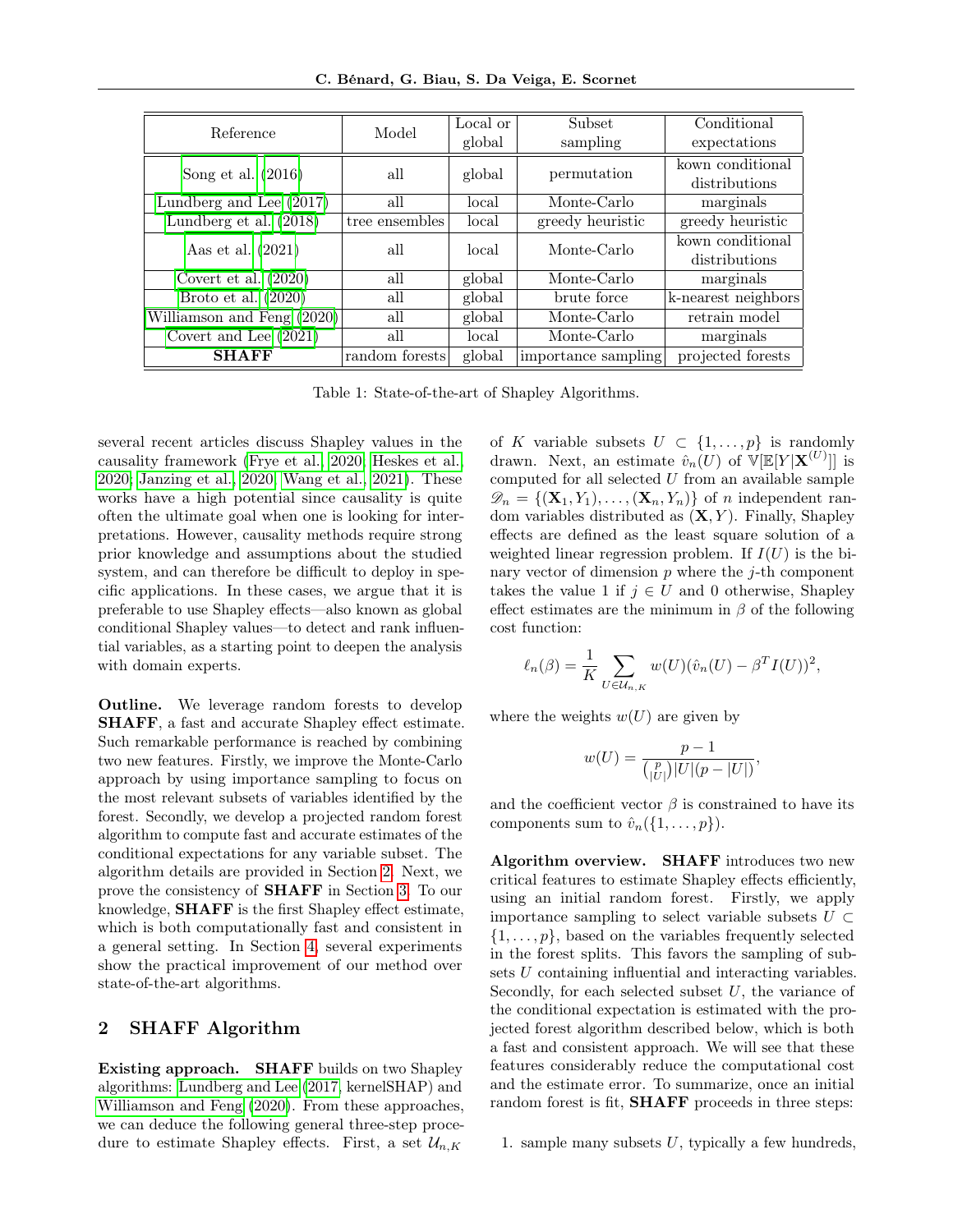| Reference | Model | Local or global | Subset sampling | Conditional expectations |
|---|---|---|---|---|
| Song et al. (2016) | all | global | permutation | kown conditional distributions |
| Lundberg and Lee (2017) | all | local | Monte-Carlo | marginals |
| Lundberg et al. (2018) | tree ensembles | local | greedy heuristic | greedy heuristic |
| Aas et al. (2021) | all | local | Monte-Carlo | kown conditional distributions |
| Covert et al. (2020) | all | global | Monte-Carlo | marginals |
| Broto et al. (2020) | all | global | brute force | k-nearest neighbors |
| Williamson and Feng (2020) | all | global | Monte-Carlo | retrain model |
| Covert and Lee (2021) | all | local | Monte-Carlo | marginals |
| **SHAFF** | random forests | global | importance sampling | projected forests |

Table 1: State-of-the-art of Shapley Algorithms.

several recent articles discuss Shapley values in the causality framework (Frye et al., 2020; Heskes et al., 2020; Janzing et al., 2020; Wang et al., 2021). These works have a high potential since causality is quite often the ultimate goal when one is looking for interpretations. However, causality methods require strong prior knowledge and assumptions about the studied system, and can therefore be difficult to deploy in specific applications. In these cases, we argue that it is preferable to use Shapley effects—also known as global conditional Shapley values—to detect and rank influential variables, as a starting point to deepen the analysis with domain experts.

**Outline.** We leverage random forests to develop **SHAFF**, a fast and accurate Shapley effect estimate. Such remarkable performance is reached by combining two new features. Firstly, we improve the Monte-Carlo approach by using importance sampling to focus on the most relevant subsets of variables identified by the forest. Secondly, we develop a projected random forest algorithm to compute fast and accurate estimates of the conditional expectations for any variable subset. The algorithm details are provided in Section 2. Next, we prove the consistency of **SHAFF** in Section 3. To our knowledge, **SHAFF** is the first Shapley effect estimate, which is both computationally fast and consistent in a general setting. In Section 4, several experiments show the practical improvement of our method over state-of-the-art algorithms.

## 2 SHAFF Algorithm

**Existing approach.** **SHAFF** builds on two Shapley algorithms: Lundberg and Lee (2017, kernelSHAP) and Williamson and Feng (2020). From these approaches, we can deduce the following general three-step procedure to estimate Shapley effects. First, a set $\mathcal{U}_{n,K}$ of $K$ variable subsets $U \subset \{1, \dots, p\}$ is randomly drawn. Next, an estimate $\hat{v}_n(U)$ of $\mathbb{V}[\mathbb{E}[Y|\mathbf{X}^{(U)}]]$ is computed for all selected $U$ from an available sample $\mathscr{D}_n = \{(\mathbf{X}_1, Y_1), \dots, (\mathbf{X}_n, Y_n)\}$ of $n$ independent random variables distributed as $(\mathbf{X}, Y)$. Finally, Shapley effects are defined as the least square solution of a weighted linear regression problem. If $I(U)$ is the binary vector of dimension $p$ where the $j$-th component takes the value 1 if $j \in U$ and 0 otherwise, Shapley effect estimates are the minimum in $\beta$ of the following cost function:

$$\ell_n(\beta) = \frac{1}{K} \sum_{U \in \mathcal{U}_{n,K}} w(U)(\hat{v}_n(U) - \beta^T I(U))^2,$$

where the weights $w(U)$ are given by

$$w(U) = \frac{p-1}{\binom{p}{|U|}|U|(p-|U|)},$$

and the coefficient vector $\beta$ is constrained to have its components sum to $\hat{v}_n(\{1, \dots, p\})$.

**Algorithm overview.** **SHAFF** introduces two new critical features to estimate Shapley effects efficiently, using an initial random forest. Firstly, we apply importance sampling to select variable subsets $U \subset \{1, \dots, p\}$, based on the variables frequently selected in the forest splits. This favors the sampling of subsets $U$ containing influential and interacting variables. Secondly, for each selected subset $U$, the variance of the conditional expectation is estimated with the projected forest algorithm described below, which is both a fast and consistent approach. We will see that these features considerably reduce the computational cost and the estimate error. To summarize, once an initial random forest is fit, **SHAFF** proceeds in three steps:

1. sample many subsets $U$, typically a few hundreds,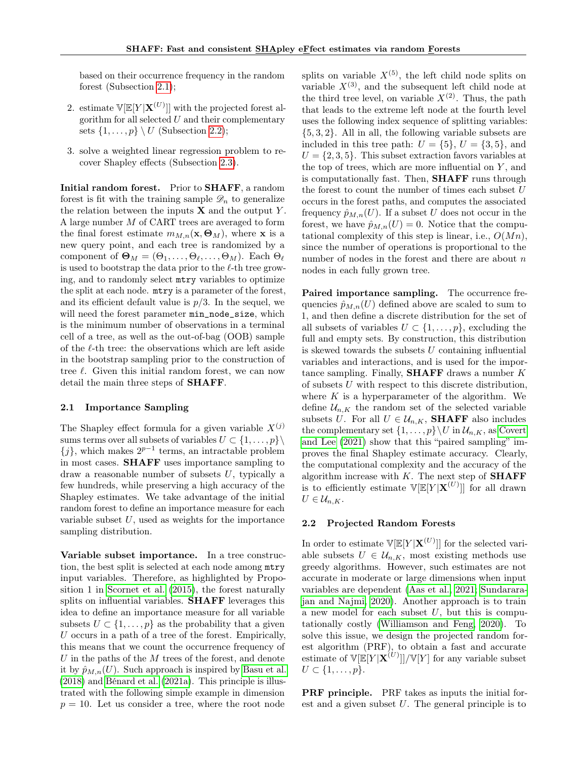based on their occurrence frequency in the random forest (Subsection 2.1);

2. estimate $\mathbb{V}[\mathbb{E}[Y|\mathbf{X}^{(U)}]]$ with the projected forest algorithm for all selected $U$ and their complementary sets $\{1,\ldots,p\} \setminus U$ (Subsection 2.2);

3. solve a weighted linear regression problem to recover Shapley effects (Subsection 2.3).

**Initial random forest.** Prior to **SHAFF**, a random forest is fit with the training sample $\mathscr{D}_n$ to generalize the relation between the inputs $\mathbf{X}$ and the output $Y$. A large number $M$ of CART trees are averaged to form the final forest estimate $m_{M,n}(\mathbf{x}, \mathbf{\Theta}_M)$, where $\mathbf{x}$ is a new query point, and each tree is randomized by a component of $\mathbf{\Theta}_M = (\Theta_1, \ldots, \Theta_\ell, \ldots, \Theta_M)$. Each $\Theta_\ell$ is used to bootstrap the data prior to the $\ell$-th tree growing, and to randomly select `mtry` variables to optimize the split at each node. `mtry` is a parameter of the forest, and its efficient default value is $p/3$. In the sequel, we will need the forest parameter `min_node_size`, which is the minimum number of observations in a terminal cell of a tree, as well as the out-of-bag (OOB) sample of the $\ell$-th tree: the observations which are left aside in the bootstrap sampling prior to the construction of tree $\ell$. Given this initial random forest, we can now detail the main three steps of **SHAFF**.

### 2.1 Importance Sampling

The Shapley effect formula for a given variable $X^{(j)}$ sums terms over all subsets of variables $U \subset \{1,\ldots,p\} \setminus \{j\}$, which makes $2^{p-1}$ terms, an intractable problem in most cases. **SHAFF** uses importance sampling to draw a reasonable number of subsets $U$, typically a few hundreds, while preserving a high accuracy of the Shapley estimates. We take advantage of the initial random forest to define an importance measure for each variable subset $U$, used as weights for the importance sampling distribution.

**Variable subset importance.** In a tree construction, the best split is selected at each node among `mtry` input variables. Therefore, as highlighted by Proposition 1 in Scornet et al. (2015), the forest naturally splits on influential variables. **SHAFF** leverages this idea to define an importance measure for all variable subsets $U \subset \{1,\ldots,p\}$ as the probability that a given $U$ occurs in a path of a tree of the forest. Empirically, this means that we count the occurrence frequency of $U$ in the paths of the $M$ trees of the forest, and denote it by $\hat{p}_{M,n}(U)$. Such approach is inspired by Basu et al. (2018) and Bénard et al. (2021a). This principle is illustrated with the following simple example in dimension $p = 10$. Let us consider a tree, where the root node splits on variable $X^{(5)}$, the left child node splits on variable $X^{(3)}$, and the subsequent left child node at the third tree level, on variable $X^{(2)}$. Thus, the path that leads to the extreme left node at the fourth level uses the following index sequence of splitting variables: $\{5, 3, 2\}$. All in all, the following variable subsets are included in this tree path: $U = \{5\}$, $U = \{3, 5\}$, and $U = \{2, 3, 5\}$. This subset extraction favors variables at the top of trees, which are more influential on $Y$, and is computationally fast. Then, **SHAFF** runs through the forest to count the number of times each subset $U$ occurs in the forest paths, and computes the associated frequency $\hat{p}_{M,n}(U)$. If a subset $U$ does not occur in the forest, we have $\hat{p}_{M,n}(U) = 0$. Notice that the computational complexity of this step is linear, i.e., $O(Mn)$, since the number of operations is proportional to the number of nodes in the forest and there are about $n$ nodes in each fully grown tree.

**Paired importance sampling.** The occurrence frequencies $\hat{p}_{M,n}(U)$ defined above are scaled to sum to 1, and then define a discrete distribution for the set of all subsets of variables $U \subset \{1,\ldots,p\}$, excluding the full and empty sets. By construction, this distribution is skewed towards the subsets $U$ containing influential variables and interactions, and is used for the importance sampling. Finally, **SHAFF** draws a number $K$ of subsets $U$ with respect to this discrete distribution, where $K$ is a hyperparameter of the algorithm. We define $\mathcal{U}_{n,K}$ the random set of the selected variable subsets $U$. For all $U \in \mathcal{U}_{n,K}$, **SHAFF** also includes the complementary set $\{1,\ldots,p\} \setminus U$ in $\mathcal{U}_{n,K}$, as Covert and Lee (2021) show that this "paired sampling" improves the final Shapley estimate accuracy. Clearly, the computational complexity and the accuracy of the algorithm increase with $K$. The next step of **SHAFF** is to efficiently estimate $\mathbb{V}[\mathbb{E}[Y|\mathbf{X}^{(U)}]]$ for all drawn $U \in \mathcal{U}_{n,K}$.

### 2.2 Projected Random Forests

In order to estimate $\mathbb{V}[\mathbb{E}[Y|\mathbf{X}^{(U)}]]$ for the selected variable subsets $U \in \mathcal{U}_{n,K}$, most existing methods use greedy algorithms. However, such estimates are not accurate in moderate or large dimensions when input variables are dependent (Aas et al., 2021; Sundararajan and Najmi, 2020). Another approach is to train a new model for each subset $U$, but this is computationally costly (Williamson and Feng, 2020). To solve this issue, we design the projected random forest algorithm (PRF), to obtain a fast and accurate estimate of $\mathbb{V}[\mathbb{E}[Y|\mathbf{X}^{(U)}]]/\mathbb{V}[Y]$ for any variable subset $U \subset \{1,\ldots,p\}$.

**PRF principle.** PRF takes as inputs the initial forest and a given subset $U$. The general principle is to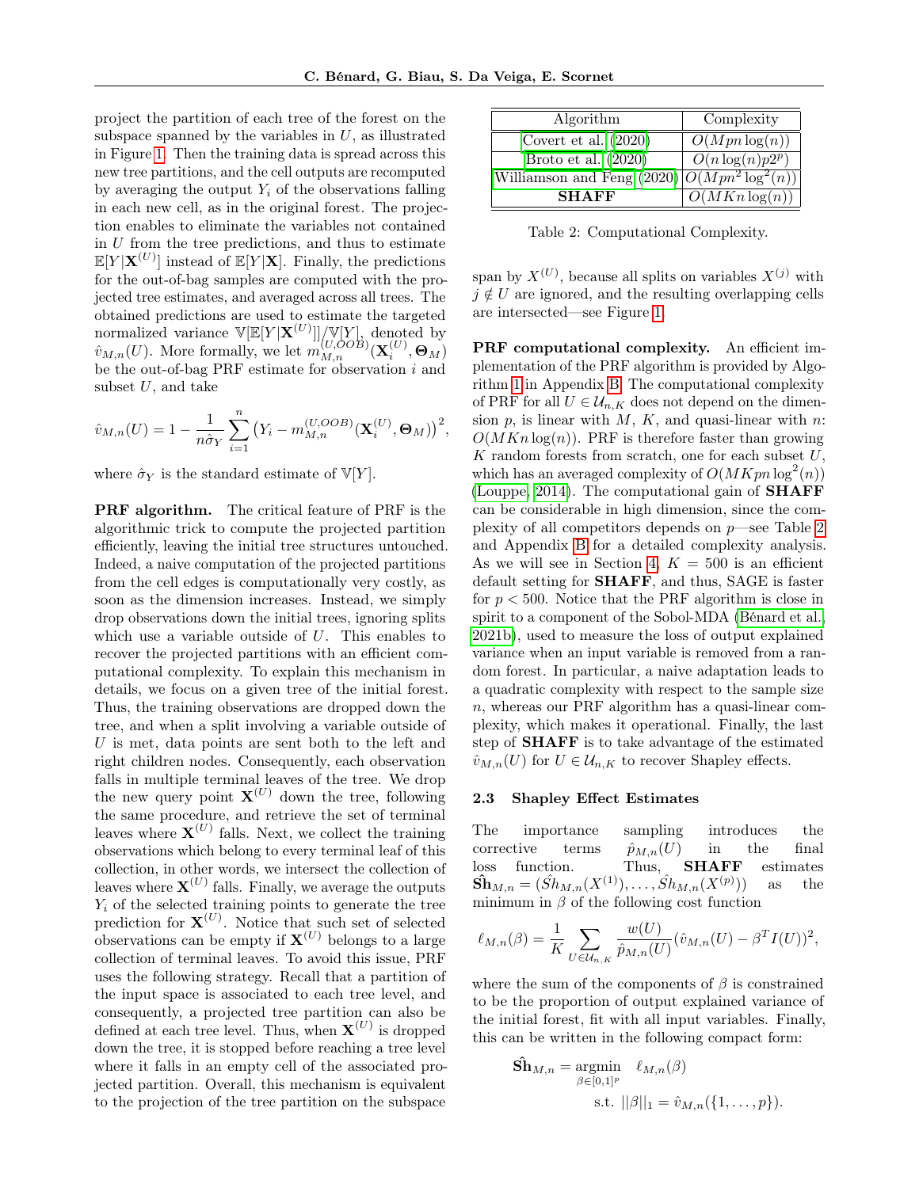project the partition of each tree of the forest on the subspace spanned by the variables in $U$, as illustrated in Figure 1. Then the training data is spread across this new tree partitions, and the cell outputs are recomputed by averaging the output $Y_i$ of the observations falling in each new cell, as in the original forest. The projection enables to eliminate the variables not contained in $U$ from the tree predictions, and thus to estimate $\mathbb{E}[Y|\mathbf{X}^{(U)}]$ instead of $\mathbb{E}[Y|\mathbf{X}]$. Finally, the predictions for the out-of-bag samples are computed with the projected tree estimates, and averaged across all trees. The obtained predictions are used to estimate the targeted normalized variance $\mathbb{V}[\mathbb{E}[Y|\mathbf{X}^{(U)}]]/\mathbb{V}[Y]$, denoted by $\hat{v}_{M,n}(U)$. More formally, we let $m_{M,n}^{(U,OOB)}(\mathbf{X}_i^{(U)}, \mathbf{\Theta}_M)$ be the out-of-bag PRF estimate for observation $i$ and subset $U$, and take

$$\hat{v}_{M,n}(U) = 1 - \frac{1}{n\hat{\sigma}_Y}\sum_{i=1}^{n}\left(Y_i - m_{M,n}^{(U,OOB)}(\mathbf{X}_i^{(U)}, \mathbf{\Theta}_M)\right)^2,$$

where $\hat{\sigma}_Y$ is the standard estimate of $\mathbb{V}[Y]$.

**PRF algorithm.** The critical feature of PRF is the algorithmic trick to compute the projected partition efficiently, leaving the initial tree structures untouched. Indeed, a naive computation of the projected partitions from the cell edges is computationally very costly, as soon as the dimension increases. Instead, we simply drop observations down the initial trees, ignoring splits which use a variable outside of $U$. This enables to recover the projected partitions with an efficient computational complexity. To explain this mechanism in details, we focus on a given tree of the initial forest. Thus, the training observations are dropped down the tree, and when a split involving a variable outside of $U$ is met, data points are sent both to the left and right children nodes. Consequently, each observation falls in multiple terminal leaves of the tree. We drop the new query point $\mathbf{X}^{(U)}$ down the tree, following the same procedure, and retrieve the set of terminal leaves where $\mathbf{X}^{(U)}$ falls. Next, we collect the training observations which belong to every terminal leaf of this collection, in other words, we intersect the collection of leaves where $\mathbf{X}^{(U)}$ falls. Finally, we average the outputs $Y_i$ of the selected training points to generate the tree prediction for $\mathbf{X}^{(U)}$. Notice that such set of selected observations can be empty if $\mathbf{X}^{(U)}$ belongs to a large collection of terminal leaves. To avoid this issue, PRF uses the following strategy. Recall that a partition of the input space is associated to each tree level, and consequently, a projected tree partition can also be defined at each tree level. Thus, when $\mathbf{X}^{(U)}$ is dropped down the tree, it is stopped before reaching a tree level where it falls in an empty cell of the associated projected partition. Overall, this mechanism is equivalent to the projection of the tree partition on the subspace span by $X^{(U)}$, because all splits on variables $X^{(j)}$ with $j \notin U$ are ignored, and the resulting overlapping cells are intersected—see Figure 1.

| Algorithm | Complexity |
|---|---|
| Covert et al. (2020) | $O(Mpn\log(n))$ |
| Broto et al. (2020) | $O(n\log(n)p2^p)$ |
| Williamson and Feng (2020) | $O(Mpn^2\log^2(n))$ |
| **SHAFF** | $O(MKn\log(n))$ |

Table 2: Computational Complexity.

**PRF computational complexity.** An efficient implementation of the PRF algorithm is provided by Algorithm 1 in Appendix B. The computational complexity of PRF for all $U \in \mathcal{U}_{n,K}$ does not depend on the dimension $p$, is linear with $M$, $K$, and quasi-linear with $n$: $O(MKn\log(n))$. PRF is therefore faster than growing $K$ random forests from scratch, one for each subset $U$, which has an averaged complexity of $O(MKpn\log^2(n))$ (Louppe, 2014). The computational gain of **SHAFF** can be considerable in high dimension, since the complexity of all competitors depends on $p$—see Table 2 and Appendix B for a detailed complexity analysis. As we will see in Section 4, $K = 500$ is an efficient default setting for **SHAFF**, and thus, SAGE is faster for $p < 500$. Notice that the PRF algorithm is close in spirit to a component of the Sobol-MDA (Bénard et al., 2021b), used to measure the loss of output explained variance when an input variable is removed from a random forest. In particular, a naive adaptation leads to a quadratic complexity with respect to the sample size $n$, whereas our PRF algorithm has a quasi-linear complexity, which makes it operational. Finally, the last step of **SHAFF** is to take advantage of the estimated $\hat{v}_{M,n}(U)$ for $U \in \mathcal{U}_{n,K}$ to recover Shapley effects.

### 2.3 Shapley Effect Estimates

The importance sampling introduces the corrective terms $\hat{p}_{M,n}(U)$ in the final loss function. Thus, **SHAFF** estimates $\hat{\mathbf{Sh}}_{M,n} = (\hat{Sh}_{M,n}(X^{(1)}), \ldots, \hat{Sh}_{M,n}(X^{(p)}))$ as the minimum in $\beta$ of the following cost function

$$\ell_{M,n}(\beta) = \frac{1}{K}\sum_{U \in \mathcal{U}_{n,K}} \frac{w(U)}{\hat{p}_{M,n}(U)}(\hat{v}_{M,n}(U) - \beta^T I(U))^2,$$

where the sum of the components of $\beta$ is constrained to be the proportion of output explained variance of the initial forest, fit with all input variables. Finally, this can be written in the following compact form:

$$\hat{\mathbf{Sh}}_{M,n} = \underset{\beta \in [0,1]^p}{\operatorname{argmin}} \quad \ell_{M,n}(\beta)$$
$$\text{s.t. } ||\beta||_1 = \hat{v}_{M,n}(\{1, \ldots, p\}).$$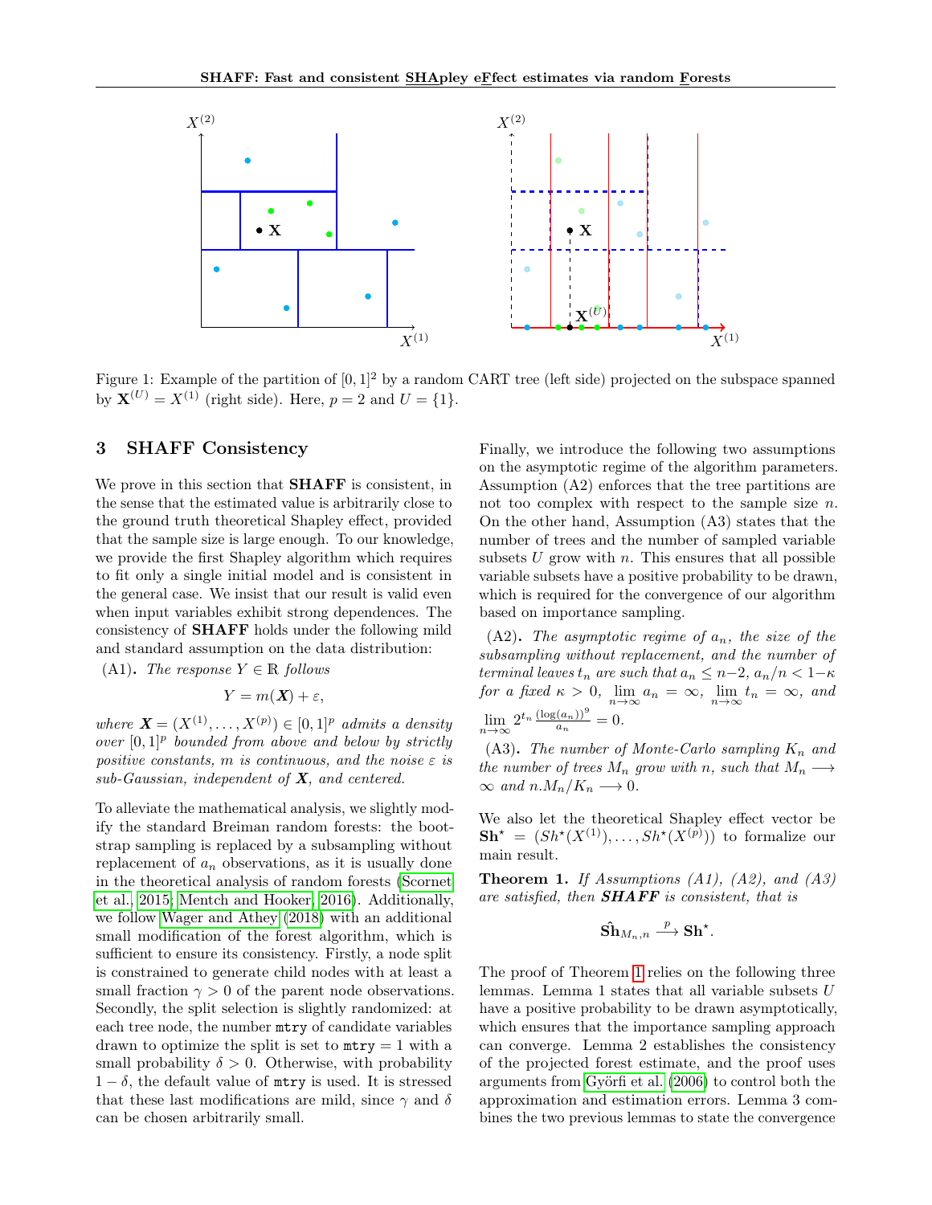Figure 1: Example of the partition of $[0,1]^2$ by a random CART tree (left side) projected on the subspace spanned by $\mathbf{X}^{(U)} = X^{(1)}$ (right side). Here, $p = 2$ and $U = \{1\}$.

## 3 SHAFF Consistency

We prove in this section that **SHAFF** is consistent, in the sense that the estimated value is arbitrarily close to the ground truth theoretical Shapley effect, provided that the sample size is large enough. To our knowledge, we provide the first Shapley algorithm which requires to fit only a single initial model and is consistent in the general case. We insist that our result is valid even when input variables exhibit strong dependences. The consistency of **SHAFF** holds under the following mild and standard assumption on the data distribution:

(A1)**.** *The response $Y \in \mathbb{R}$ follows*

$$Y = m(\boldsymbol{X}) + \varepsilon,$$

*where $\boldsymbol{X} = (X^{(1)}, \ldots, X^{(p)}) \in [0,1]^p$ admits a density over $[0,1]^p$ bounded from above and below by strictly positive constants, $m$ is continuous, and the noise $\varepsilon$ is sub-Gaussian, independent of $\boldsymbol{X}$, and centered.*

To alleviate the mathematical analysis, we slightly modify the standard Breiman random forests: the bootstrap sampling is replaced by a subsampling without replacement of $a_n$ observations, as it is usually done in the theoretical analysis of random forests (Scornet et al., 2015; Mentch and Hooker, 2016). Additionally, we follow Wager and Athey (2018) with an additional small modification of the forest algorithm, which is sufficient to ensure its consistency. Firstly, a node split is constrained to generate child nodes with at least a small fraction $\gamma > 0$ of the parent node observations. Secondly, the split selection is slightly randomized: at each tree node, the number `mtry` of candidate variables drawn to optimize the split is set to `mtry` $= 1$ with a small probability $\delta > 0$. Otherwise, with probability $1 - \delta$, the default value of `mtry` is used. It is stressed that these last modifications are mild, since $\gamma$ and $\delta$ can be chosen arbitrarily small.

Finally, we introduce the following two assumptions on the asymptotic regime of the algorithm parameters. Assumption (A2) enforces that the tree partitions are not too complex with respect to the sample size $n$. On the other hand, Assumption (A3) states that the number of trees and the number of sampled variable subsets $U$ grow with $n$. This ensures that all possible variable subsets have a positive probability to be drawn, which is required for the convergence of our algorithm based on importance sampling.

(A2)**.** *The asymptotic regime of $a_n$, the size of the subsampling without replacement, and the number of terminal leaves $t_n$ are such that $a_n \leq n-2$, $a_n/n < 1-\kappa$ for a fixed $\kappa > 0$, $\lim\limits_{n\to\infty} a_n = \infty$, $\lim\limits_{n\to\infty} t_n = \infty$, and $\lim\limits_{n\to\infty} 2^{t_n} \frac{(\log(a_n))^9}{a_n} = 0$.*

(A3)**.** *The number of Monte-Carlo sampling $K_n$ and the number of trees $M_n$ grow with $n$, such that $M_n \longrightarrow \infty$ and $n.M_n/K_n \longrightarrow 0$.*

We also let the theoretical Shapley effect vector be $\mathbf{Sh}^\star = (Sh^\star(X^{(1)}), \ldots, Sh^\star(X^{(p)}))$ to formalize our main result.

**Theorem 1.** *If Assumptions (A1), (A2), and (A3) are satisfied, then **SHAFF** is consistent, that is*

$$\hat{\mathbf{Sh}}_{M_n,n} \xrightarrow{p} \mathbf{Sh}^\star.$$

The proof of Theorem 1 relies on the following three lemmas. Lemma 1 states that all variable subsets $U$ have a positive probability to be drawn asymptotically, which ensures that the importance sampling approach can converge. Lemma 2 establishes the consistency of the projected forest estimate, and the proof uses arguments from Györfi et al. (2006) to control both the approximation and estimation errors. Lemma 3 combines the two previous lemmas to state the convergence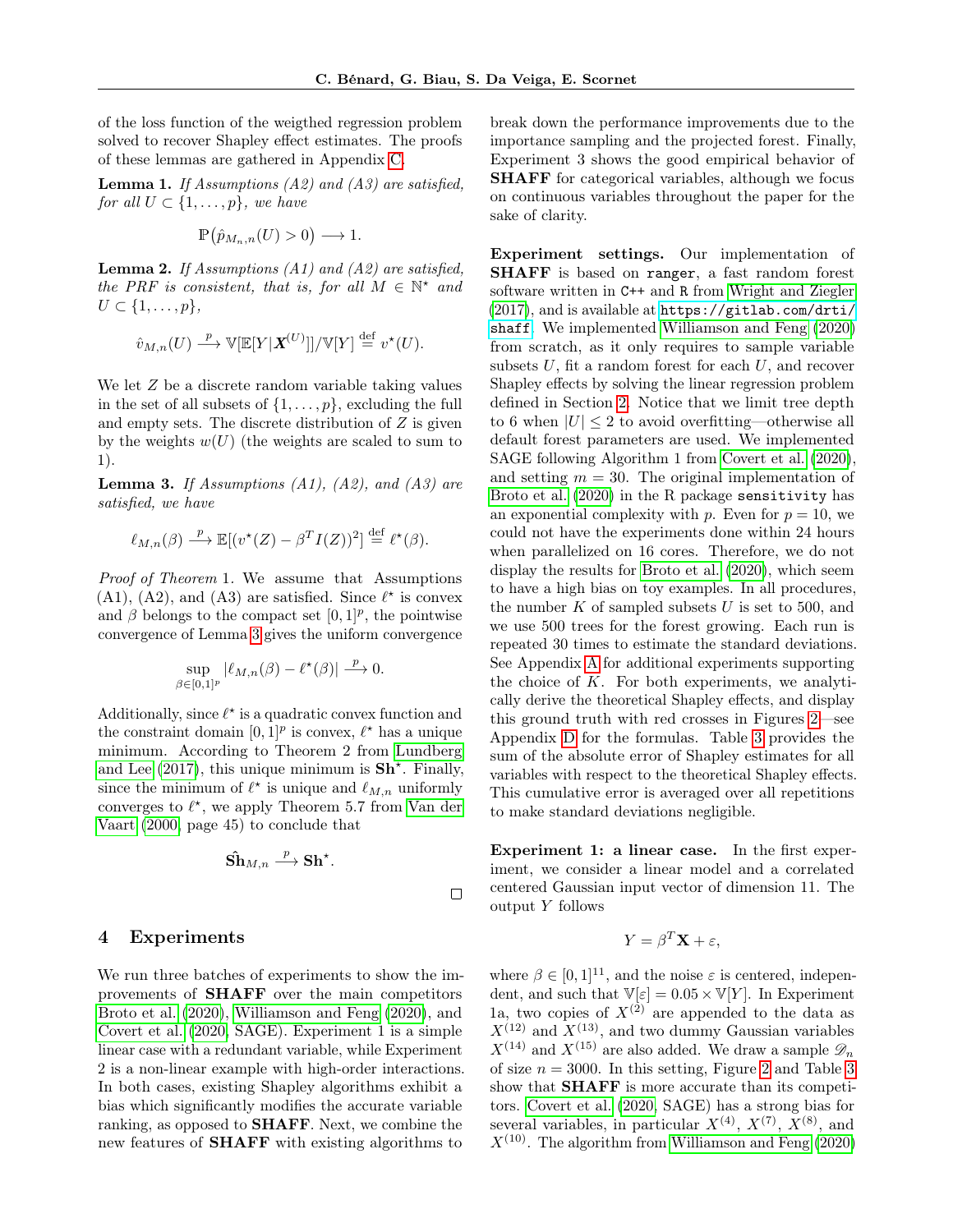of the loss function of the weigthed regression problem solved to recover Shapley effect estimates. The proofs of these lemmas are gathered in Appendix C.

**Lemma 1.** *If Assumptions (A2) and (A3) are satisfied, for all $U \subset \{1, \ldots, p\}$, we have*

$$\mathbb{P}\big(\hat{p}_{M_n,n}(U) > 0\big) \longrightarrow 1.$$

**Lemma 2.** *If Assumptions (A1) and (A2) are satisfied, the PRF is consistent, that is, for all $M \in \mathbb{N}^\star$ and $U \subset \{1, \ldots, p\}$,*

$$\hat{v}_{M,n}(U) \xrightarrow{p} \mathbb{V}[\mathbb{E}[Y|\boldsymbol{X}^{(U)}]]/\mathbb{V}[Y] \stackrel{\text{def}}{=} v^\star(U).$$

We let $Z$ be a discrete random variable taking values in the set of all subsets of $\{1, \ldots, p\}$, excluding the full and empty sets. The discrete distribution of $Z$ is given by the weights $w(U)$ (the weights are scaled to sum to 1).

**Lemma 3.** *If Assumptions (A1), (A2), and (A3) are satisfied, we have*

$$\ell_{M,n}(\beta) \xrightarrow{p} \mathbb{E}[(v^\star(Z) - \beta^T I(Z))^2] \stackrel{\text{def}}{=} \ell^\star(\beta).$$

*Proof of Theorem* 1. We assume that Assumptions (A1), (A2), and (A3) are satisfied. Since $\ell^\star$ is convex and $\beta$ belongs to the compact set $[0,1]^p$, the pointwise convergence of Lemma 3 gives the uniform convergence

$$\sup_{\beta \in [0,1]^p} |\ell_{M,n}(\beta) - \ell^\star(\beta)| \xrightarrow{p} 0.$$

Additionally, since $\ell^\star$ is a quadratic convex function and the constraint domain $[0,1]^p$ is convex, $\ell^\star$ has a unique minimum. According to Theorem 2 from Lundberg and Lee (2017), this unique minimum is $\mathbf{Sh}^\star$. Finally, since the minimum of $\ell^\star$ is unique and $\ell_{M,n}$ uniformly converges to $\ell^\star$, we apply Theorem 5.7 from Van der Vaart (2000, page 45) to conclude that

$$\hat{\mathbf{Sh}}_{M,n} \xrightarrow{p} \mathbf{Sh}^\star.$$

□

## 4 Experiments

We run three batches of experiments to show the improvements of **SHAFF** over the main competitors Broto et al. (2020), Williamson and Feng (2020), and Covert et al. (2020, SAGE). Experiment 1 is a simple linear case with a redundant variable, while Experiment 2 is a non-linear example with high-order interactions. In both cases, existing Shapley algorithms exhibit a bias which significantly modifies the accurate variable ranking, as opposed to **SHAFF**. Next, we combine the new features of **SHAFF** with existing algorithms to break down the performance improvements due to the importance sampling and the projected forest. Finally, Experiment 3 shows the good empirical behavior of **SHAFF** for categorical variables, although we focus on continuous variables throughout the paper for the sake of clarity.

**Experiment settings.** Our implementation of **SHAFF** is based on `ranger`, a fast random forest software written in `C++` and `R` from Wright and Ziegler (2017), and is available at `https://gitlab.com/drti/shaff`. We implemented Williamson and Feng (2020) from scratch, as it only requires to sample variable subsets $U$, fit a random forest for each $U$, and recover Shapley effects by solving the linear regression problem defined in Section 2. Notice that we limit tree depth to 6 when $|U| \leq 2$ to avoid overfitting—otherwise all default forest parameters are used. We implemented SAGE following Algorithm 1 from Covert et al. (2020), and setting $m = 30$. The original implementation of Broto et al. (2020) in the R package `sensitivity` has an exponential complexity with $p$. Even for $p = 10$, we could not have the experiments done within 24 hours when parallelized on 16 cores. Therefore, we do not display the results for Broto et al. (2020), which seem to have a high bias on toy examples. In all procedures, the number $K$ of sampled subsets $U$ is set to 500, and we use 500 trees for the forest growing. Each run is repeated 30 times to estimate the standard deviations. See Appendix A for additional experiments supporting the choice of $K$. For both experiments, we analytically derive the theoretical Shapley effects, and display this ground truth with red crosses in Figures 2—see Appendix D for the formulas. Table 3 provides the sum of the absolute error of Shapley estimates for all variables with respect to the theoretical Shapley effects. This cumulative error is averaged over all repetitions to make standard deviations negligible.

**Experiment 1: a linear case.** In the first experiment, we consider a linear model and a correlated centered Gaussian input vector of dimension 11. The output $Y$ follows

$$Y = \beta^T \mathbf{X} + \varepsilon,$$

where $\beta \in [0,1]^{11}$, and the noise $\varepsilon$ is centered, independent, and such that $\mathbb{V}[\varepsilon] = 0.05 \times \mathbb{V}[Y]$. In Experiment 1a, two copies of $X^{(2)}$ are appended to the data as $X^{(12)}$ and $X^{(13)}$, and two dummy Gaussian variables $X^{(14)}$ and $X^{(15)}$ are also added. We draw a sample $\mathscr{D}_n$ of size $n = 3000$. In this setting, Figure 2 and Table 3 show that **SHAFF** is more accurate than its competitors. Covert et al. (2020, SAGE) has a strong bias for several variables, in particular $X^{(4)}$, $X^{(7)}$, $X^{(8)}$, and $X^{(10)}$. The algorithm from Williamson and Feng (2020)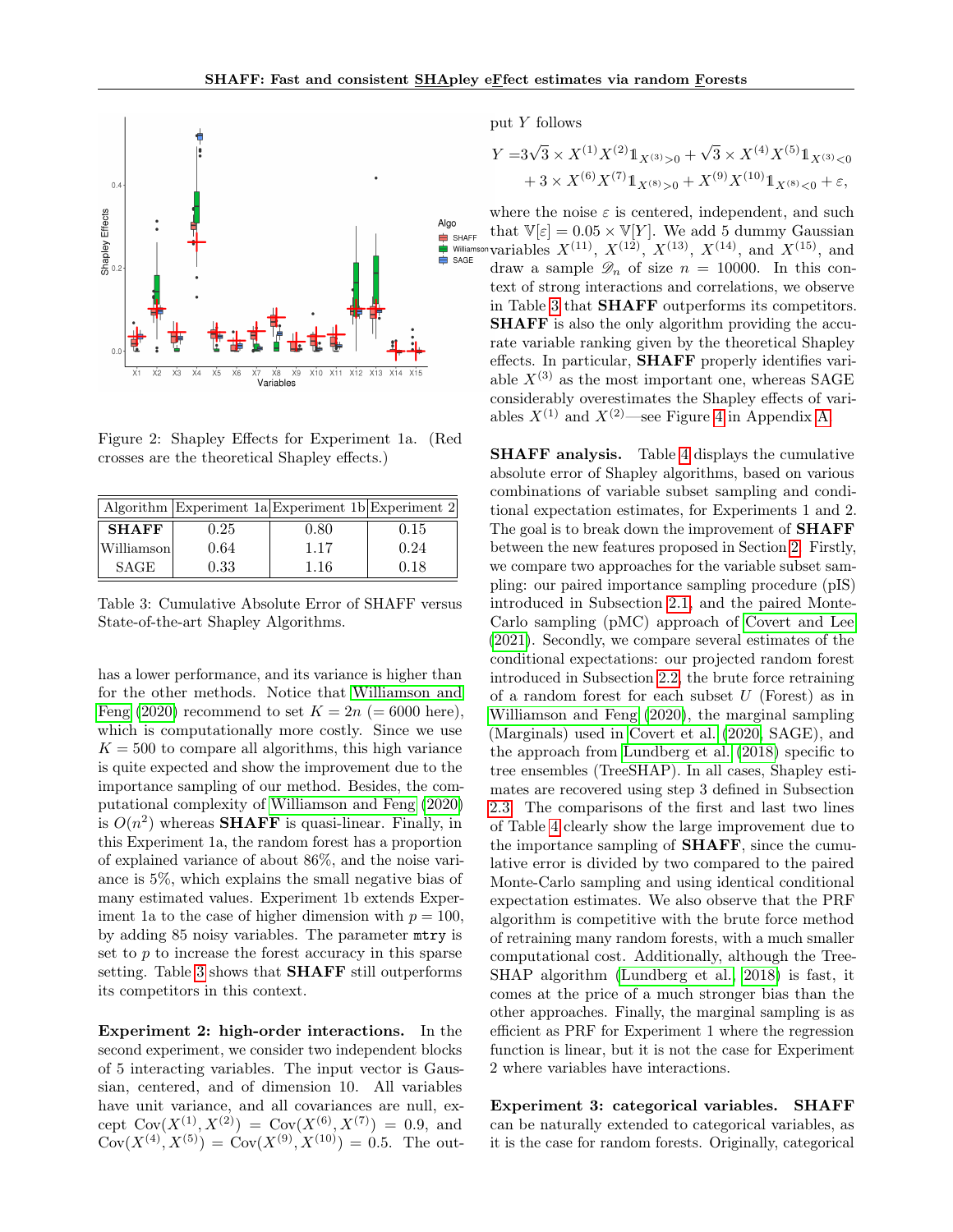Figure 2: Shapley Effects for Experiment 1a. (Red crosses are the theoretical Shapley effects.)

| Algorithm | Experiment 1a | Experiment 1b | Experiment 2 |
|---|---|---|---|
| **SHAFF** | 0.25 | 0.80 | 0.15 |
| Williamson | 0.64 | 1.17 | 0.24 |
| SAGE | 0.33 | 1.16 | 0.18 |

Table 3: Cumulative Absolute Error of SHAFF versus State-of-the-art Shapley Algorithms.

has a lower performance, and its variance is higher than for the other methods. Notice that Williamson and Feng (2020) recommend to set $K = 2n$ ($= 6000$ here), which is computationally more costly. Since we use $K = 500$ to compare all algorithms, this high variance is quite expected and show the improvement due to the importance sampling of our method. Besides, the computational complexity of Williamson and Feng (2020) is $O(n^2)$ whereas **SHAFF** is quasi-linear. Finally, in this Experiment 1a, the random forest has a proportion of explained variance of about 86%, and the noise variance is 5%, which explains the small negative bias of many estimated values. Experiment 1b extends Experiment 1a to the case of higher dimension with $p = 100$, by adding 85 noisy variables. The parameter `mtry` is set to $p$ to increase the forest accuracy in this sparse setting. Table 3 shows that **SHAFF** still outperforms its competitors in this context.

**Experiment 2: high-order interactions.** In the second experiment, we consider two independent blocks of 5 interacting variables. The input vector is Gaussian, centered, and of dimension 10. All variables have unit variance, and all covariances are null, except $\mathrm{Cov}(X^{(1)}, X^{(2)}) = \mathrm{Cov}(X^{(6)}, X^{(7)}) = 0.9$, and $\mathrm{Cov}(X^{(4)}, X^{(5)}) = \mathrm{Cov}(X^{(9)}, X^{(10)}) = 0.5$. The output $Y$ follows

$$
\begin{aligned}
Y =& 3\sqrt{3} \times X^{(1)} X^{(2)} \mathbb{1}_{X^{(3)}>0} + \sqrt{3} \times X^{(4)} X^{(5)} \mathbb{1}_{X^{(3)}<0} \\
&+ 3 \times X^{(6)} X^{(7)} \mathbb{1}_{X^{(8)}>0} + X^{(9)} X^{(10)} \mathbb{1}_{X^{(8)}<0} + \varepsilon,
\end{aligned}
$$

where the noise $\varepsilon$ is centered, independent, and such that $\mathbb{V}[\varepsilon] = 0.05 \times \mathbb{V}[Y]$. We add 5 dummy Gaussian variables $X^{(11)}$, $X^{(12)}$, $X^{(13)}$, $X^{(14)}$, and $X^{(15)}$, and draw a sample $\mathscr{D}_n$ of size $n = 10000$. In this context of strong interactions and correlations, we observe in Table 3 that **SHAFF** outperforms its competitors. **SHAFF** is also the only algorithm providing the accurate variable ranking given by the theoretical Shapley effects. In particular, **SHAFF** properly identifies variable $X^{(3)}$ as the most important one, whereas SAGE considerably overestimates the Shapley effects of variables $X^{(1)}$ and $X^{(2)}$—see Figure 4 in Appendix A.

**SHAFF analysis.** Table 4 displays the cumulative absolute error of Shapley algorithms, based on various combinations of variable subset sampling and conditional expectation estimates, for Experiments 1 and 2. The goal is to break down the improvement of **SHAFF** between the new features proposed in Section 2. Firstly, we compare two approaches for the variable subset sampling: our paired importance sampling procedure (pIS) introduced in Subsection 2.1, and the paired Monte-Carlo sampling (pMC) approach of Covert and Lee (2021). Secondly, we compare several estimates of the conditional expectations: our projected random forest introduced in Subsection 2.2, the brute force retraining of a random forest for each subset $U$ (Forest) as in Williamson and Feng (2020), the marginal sampling (Marginals) used in Covert et al. (2020, SAGE), and the approach from Lundberg et al. (2018) specific to tree ensembles (TreeSHAP). In all cases, Shapley estimates are recovered using step 3 defined in Subsection 2.3. The comparisons of the first and last two lines of Table 4 clearly show the large improvement due to the importance sampling of **SHAFF**, since the cumulative error is divided by two compared to the paired Monte-Carlo sampling and using identical conditional expectation estimates. We also observe that the PRF algorithm is competitive with the brute force method of retraining many random forests, with a much smaller computational cost. Additionally, although the TreeSHAP algorithm (Lundberg et al., 2018) is fast, it comes at the price of a much stronger bias than the other approaches. Finally, the marginal sampling is as efficient as PRF for Experiment 1 where the regression function is linear, but it is not the case for Experiment 2 where variables have interactions.

**Experiment 3: categorical variables.** **SHAFF** can be naturally extended to categorical variables, as it is the case for random forests. Originally, categorical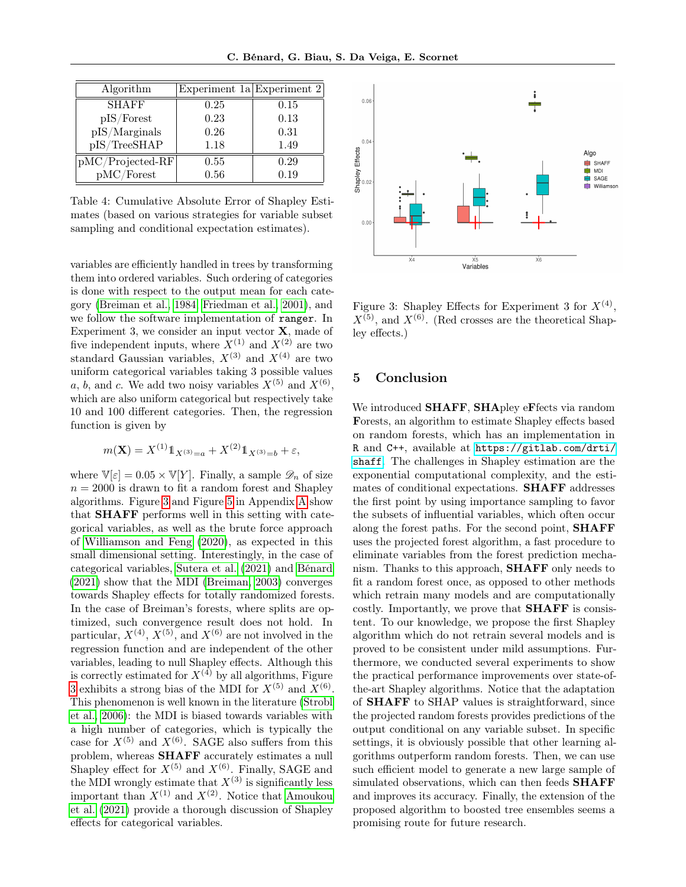| Algorithm | Experiment 1a | Experiment 2 |
|---|---|---|
| SHAFF | 0.25 | 0.15 |
| pIS/Forest | 0.23 | 0.13 |
| pIS/Marginals | 0.26 | 0.31 |
| pIS/TreeSHAP | 1.18 | 1.49 |
| pMC/Projected-RF | 0.55 | 0.29 |
| pMC/Forest | 0.56 | 0.19 |

Table 4: Cumulative Absolute Error of Shapley Estimates (based on various strategies for variable subset sampling and conditional expectation estimates).

variables are efficiently handled in trees by transforming them into ordered variables. Such ordering of categories is done with respect to the output mean for each category (Breiman et al., 1984; Friedman et al., 2001), and we follow the software implementation of `ranger`. In Experiment 3, we consider an input vector $\mathbf{X}$, made of five independent inputs, where $X^{(1)}$ and $X^{(2)}$ are two standard Gaussian variables, $X^{(3)}$ and $X^{(4)}$ are two uniform categorical variables taking 3 possible values $a$, $b$, and $c$. We add two noisy variables $X^{(5)}$ and $X^{(6)}$, which are also uniform categorical but respectively take 10 and 100 different categories. Then, the regression function is given by

$$m(\mathbf{X}) = X^{(1)}\mathbb{1}_{X^{(3)}=a} + X^{(2)}\mathbb{1}_{X^{(3)}=b} + \varepsilon,$$

where $\mathbb{V}[\varepsilon] = 0.05 \times \mathbb{V}[Y]$. Finally, a sample $\mathscr{D}_n$ of size $n = 2000$ is drawn to fit a random forest and Shapley algorithms. Figure 3 and Figure 5 in Appendix A show that **SHAFF** performs well in this setting with categorical variables, as well as the brute force approach of Williamson and Feng (2020), as expected in this small dimensional setting. Interestingly, in the case of categorical variables, Sutera et al. (2021) and Bénard (2021) show that the MDI (Breiman, 2003) converges towards Shapley effects for totally randomized forests. In the case of Breiman's forests, where splits are optimized, such convergence result does not hold. In particular, $X^{(4)}$, $X^{(5)}$, and $X^{(6)}$ are not involved in the regression function and are independent of the other variables, leading to null Shapley effects. Although this is correctly estimated for $X^{(4)}$ by all algorithms, Figure 3 exhibits a strong bias of the MDI for $X^{(5)}$ and $X^{(6)}$. This phenomenon is well known in the literature (Strobl et al., 2006): the MDI is biased towards variables with a high number of categories, which is typically the case for $X^{(5)}$ and $X^{(6)}$. SAGE also suffers from this problem, whereas **SHAFF** accurately estimates a null Shapley effect for $X^{(5)}$ and $X^{(6)}$. Finally, SAGE and the MDI wrongly estimate that $X^{(3)}$ is significantly less important than $X^{(1)}$ and $X^{(2)}$. Notice that Amoukou et al. (2021) provide a thorough discussion of Shapley effects for categorical variables.

Figure 3: Shapley Effects for Experiment 3 for $X^{(4)}$, $X^{(5)}$, and $X^{(6)}$. (Red crosses are the theoretical Shapley effects.)

## 5 Conclusion

We introduced **SHAFF**, **SHA**pley e**F**fects via random **F**orests, an algorithm to estimate Shapley effects based on random forests, which has an implementation in `R` and `C++`, available at `https://gitlab.com/drti/shaff`. The challenges in Shapley estimation are the exponential computational complexity, and the estimates of conditional expectations. **SHAFF** addresses the first point by using importance sampling to favor the subsets of influential variables, which often occur along the forest paths. For the second point, **SHAFF** uses the projected forest algorithm, a fast procedure to eliminate variables from the forest prediction mechanism. Thanks to this approach, **SHAFF** only needs to fit a random forest once, as opposed to other methods which retrain many models and are computationally costly. Importantly, we prove that **SHAFF** is consistent. To our knowledge, we propose the first Shapley algorithm which do not retrain several models and is proved to be consistent under mild assumptions. Furthermore, we conducted several experiments to show the practical performance improvements over state-of-the-art Shapley algorithms. Notice that the adaptation of **SHAFF** to SHAP values is straightforward, since the projected random forests provides predictions of the output conditional on any variable subset. In specific settings, it is obviously possible that other learning algorithms outperform random forests. Then, we can use such efficient model to generate a new large sample of simulated observations, which can then feeds **SHAFF** and improves its accuracy. Finally, the extension of the proposed algorithm to boosted tree ensembles seems a promising route for future research.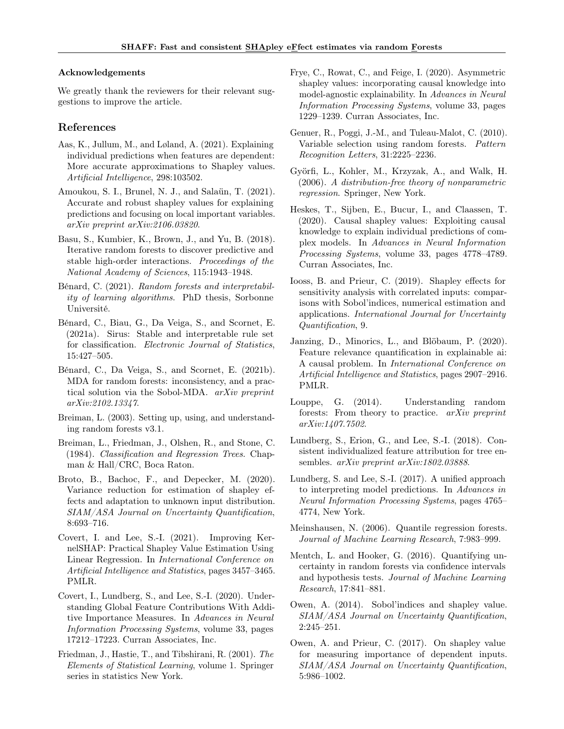## Acknowledgements

We greatly thank the reviewers for their relevant suggestions to improve the article.

## References

Aas, K., Jullum, M., and Løland, A. (2021). Explaining individual predictions when features are dependent: More accurate approximations to Shapley values. *Artificial Intelligence*, 298:103502.

Amoukou, S. I., Brunel, N. J., and Salaün, T. (2021). Accurate and robust shapley values for explaining predictions and focusing on local important variables. *arXiv preprint arXiv:2106.03820*.

Basu, S., Kumbier, K., Brown, J., and Yu, B. (2018). Iterative random forests to discover predictive and stable high-order interactions. *Proceedings of the National Academy of Sciences*, 115:1943–1948.

Bénard, C. (2021). *Random forests and interpretability of learning algorithms*. PhD thesis, Sorbonne Université.

Bénard, C., Biau, G., Da Veiga, S., and Scornet, E. (2021a). Sirus: Stable and interpretable rule set for classification. *Electronic Journal of Statistics*, 15:427–505.

Bénard, C., Da Veiga, S., and Scornet, E. (2021b). MDA for random forests: inconsistency, and a practical solution via the Sobol-MDA. *arXiv preprint arXiv:2102.13347*.

Breiman, L. (2003). Setting up, using, and understanding random forests v3.1.

Breiman, L., Friedman, J., Olshen, R., and Stone, C. (1984). *Classification and Regression Trees*. Chapman & Hall/CRC, Boca Raton.

Broto, B., Bachoc, F., and Depecker, M. (2020). Variance reduction for estimation of shapley effects and adaptation to unknown input distribution. *SIAM/ASA Journal on Uncertainty Quantification*, 8:693–716.

Covert, I. and Lee, S.-I. (2021). Improving KernelSHAP: Practical Shapley Value Estimation Using Linear Regression. In *International Conference on Artificial Intelligence and Statistics*, pages 3457–3465. PMLR.

Covert, I., Lundberg, S., and Lee, S.-I. (2020). Understanding Global Feature Contributions With Additive Importance Measures. In *Advances in Neural Information Processing Systems*, volume 33, pages 17212–17223. Curran Associates, Inc.

Friedman, J., Hastie, T., and Tibshirani, R. (2001). *The Elements of Statistical Learning*, volume 1. Springer series in statistics New York.

Frye, C., Rowat, C., and Feige, I. (2020). Asymmetric shapley values: incorporating causal knowledge into model-agnostic explainability. In *Advances in Neural Information Processing Systems*, volume 33, pages 1229–1239. Curran Associates, Inc.

Genuer, R., Poggi, J.-M., and Tuleau-Malot, C. (2010). Variable selection using random forests. *Pattern Recognition Letters*, 31:2225–2236.

Györfi, L., Kohler, M., Krzyzak, A., and Walk, H. (2006). *A distribution-free theory of nonparametric regression*. Springer, New York.

Heskes, T., Sijben, E., Bucur, I., and Claassen, T. (2020). Causal shapley values: Exploiting causal knowledge to explain individual predictions of complex models. In *Advances in Neural Information Processing Systems*, volume 33, pages 4778–4789. Curran Associates, Inc.

Iooss, B. and Prieur, C. (2019). Shapley effects for sensitivity analysis with correlated inputs: comparisons with Sobol'indices, numerical estimation and applications. *International Journal for Uncertainty Quantification*, 9.

Janzing, D., Minorics, L., and Blöbaum, P. (2020). Feature relevance quantification in explainable ai: A causal problem. In *International Conference on Artificial Intelligence and Statistics*, pages 2907–2916. PMLR.

Louppe, G. (2014). Understanding random forests: From theory to practice. *arXiv preprint arXiv:1407.7502*.

Lundberg, S., Erion, G., and Lee, S.-I. (2018). Consistent individualized feature attribution for tree ensembles. *arXiv preprint arXiv:1802.03888*.

Lundberg, S. and Lee, S.-I. (2017). A unified approach to interpreting model predictions. In *Advances in Neural Information Processing Systems*, pages 4765–4774, New York.

Meinshausen, N. (2006). Quantile regression forests. *Journal of Machine Learning Research*, 7:983–999.

Mentch, L. and Hooker, G. (2016). Quantifying uncertainty in random forests via confidence intervals and hypothesis tests. *Journal of Machine Learning Research*, 17:841–881.

Owen, A. (2014). Sobol'indices and shapley value. *SIAM/ASA Journal on Uncertainty Quantification*, 2:245–251.

Owen, A. and Prieur, C. (2017). On shapley value for measuring importance of dependent inputs. *SIAM/ASA Journal on Uncertainty Quantification*, 5:986–1002.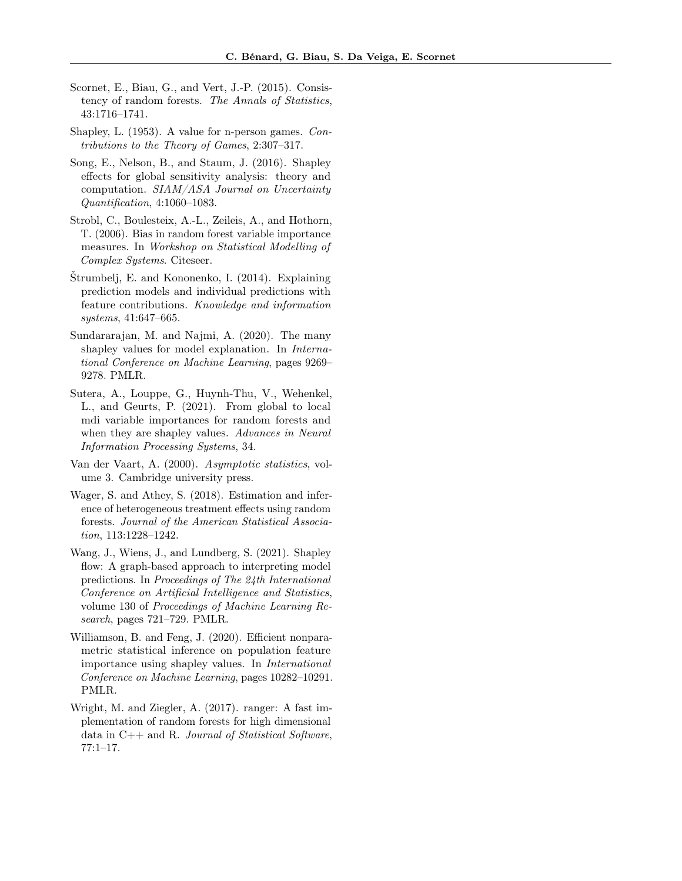Scornet, E., Biau, G., and Vert, J.-P. (2015). Consistency of random forests. *The Annals of Statistics*, 43:1716–1741.

Shapley, L. (1953). A value for n-person games. *Contributions to the Theory of Games*, 2:307–317.

Song, E., Nelson, B., and Staum, J. (2016). Shapley effects for global sensitivity analysis: theory and computation. *SIAM/ASA Journal on Uncertainty Quantification*, 4:1060–1083.

Strobl, C., Boulesteix, A.-L., Zeileis, A., and Hothorn, T. (2006). Bias in random forest variable importance measures. In *Workshop on Statistical Modelling of Complex Systems*. Citeseer.

Štrumbelj, E. and Kononenko, I. (2014). Explaining prediction models and individual predictions with feature contributions. *Knowledge and information systems*, 41:647–665.

Sundararajan, M. and Najmi, A. (2020). The many shapley values for model explanation. In *International Conference on Machine Learning*, pages 9269–9278. PMLR.

Sutera, A., Louppe, G., Huynh-Thu, V., Wehenkel, L., and Geurts, P. (2021). From global to local mdi variable importances for random forests and when they are shapley values. *Advances in Neural Information Processing Systems*, 34.

Van der Vaart, A. (2000). *Asymptotic statistics*, volume 3. Cambridge university press.

Wager, S. and Athey, S. (2018). Estimation and inference of heterogeneous treatment effects using random forests. *Journal of the American Statistical Association*, 113:1228–1242.

Wang, J., Wiens, J., and Lundberg, S. (2021). Shapley flow: A graph-based approach to interpreting model predictions. In *Proceedings of The 24th International Conference on Artificial Intelligence and Statistics*, volume 130 of *Proceedings of Machine Learning Research*, pages 721–729. PMLR.

Williamson, B. and Feng, J. (2020). Efficient nonparametric statistical inference on population feature importance using shapley values. In *International Conference on Machine Learning*, pages 10282–10291. PMLR.

Wright, M. and Ziegler, A. (2017). ranger: A fast implementation of random forests for high dimensional data in C++ and R. *Journal of Statistical Software*, 77:1–17.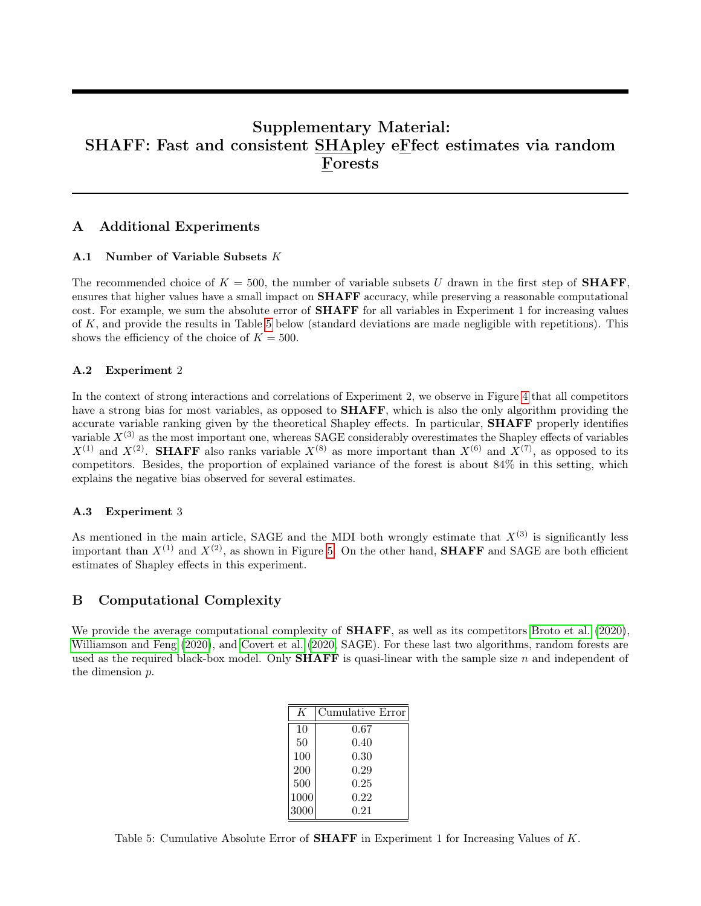# Supplementary Material: SHAFF: Fast and consistent SHApley eFfect estimates via random Forests

## A Additional Experiments

### A.1 Number of Variable Subsets $K$

The recommended choice of $K = 500$, the number of variable subsets $U$ drawn in the first step of **SHAFF**, ensures that higher values have a small impact on **SHAFF** accuracy, while preserving a reasonable computational cost. For example, we sum the absolute error of **SHAFF** for all variables in Experiment 1 for increasing values of $K$, and provide the results in Table 5 below (standard deviations are made negligible with repetitions). This shows the efficiency of the choice of $K = 500$.

### A.2 Experiment 2

In the context of strong interactions and correlations of Experiment 2, we observe in Figure 4 that all competitors have a strong bias for most variables, as opposed to **SHAFF**, which is also the only algorithm providing the accurate variable ranking given by the theoretical Shapley effects. In particular, **SHAFF** properly identifies variable $X^{(3)}$ as the most important one, whereas SAGE considerably overestimates the Shapley effects of variables $X^{(1)}$ and $X^{(2)}$. **SHAFF** also ranks variable $X^{(8)}$ as more important than $X^{(6)}$ and $X^{(7)}$, as opposed to its competitors. Besides, the proportion of explained variance of the forest is about 84% in this setting, which explains the negative bias observed for several estimates.

### A.3 Experiment 3

As mentioned in the main article, SAGE and the MDI both wrongly estimate that $X^{(3)}$ is significantly less important than $X^{(1)}$ and $X^{(2)}$, as shown in Figure 5. On the other hand, **SHAFF** and SAGE are both efficient estimates of Shapley effects in this experiment.

## B Computational Complexity

We provide the average computational complexity of **SHAFF**, as well as its competitors Broto et al. (2020), Williamson and Feng (2020), and Covert et al. (2020, SAGE). For these last two algorithms, random forests are used as the required black-box model. Only **SHAFF** is quasi-linear with the sample size $n$ and independent of the dimension $p$.

| $K$ | Cumulative Error |
|---|---|
| 10 | 0.67 |
| 50 | 0.40 |
| 100 | 0.30 |
| 200 | 0.29 |
| 500 | 0.25 |
| 1000 | 0.22 |
| 3000 | 0.21 |

Table 5: Cumulative Absolute Error of **SHAFF** in Experiment 1 for Increasing Values of $K$.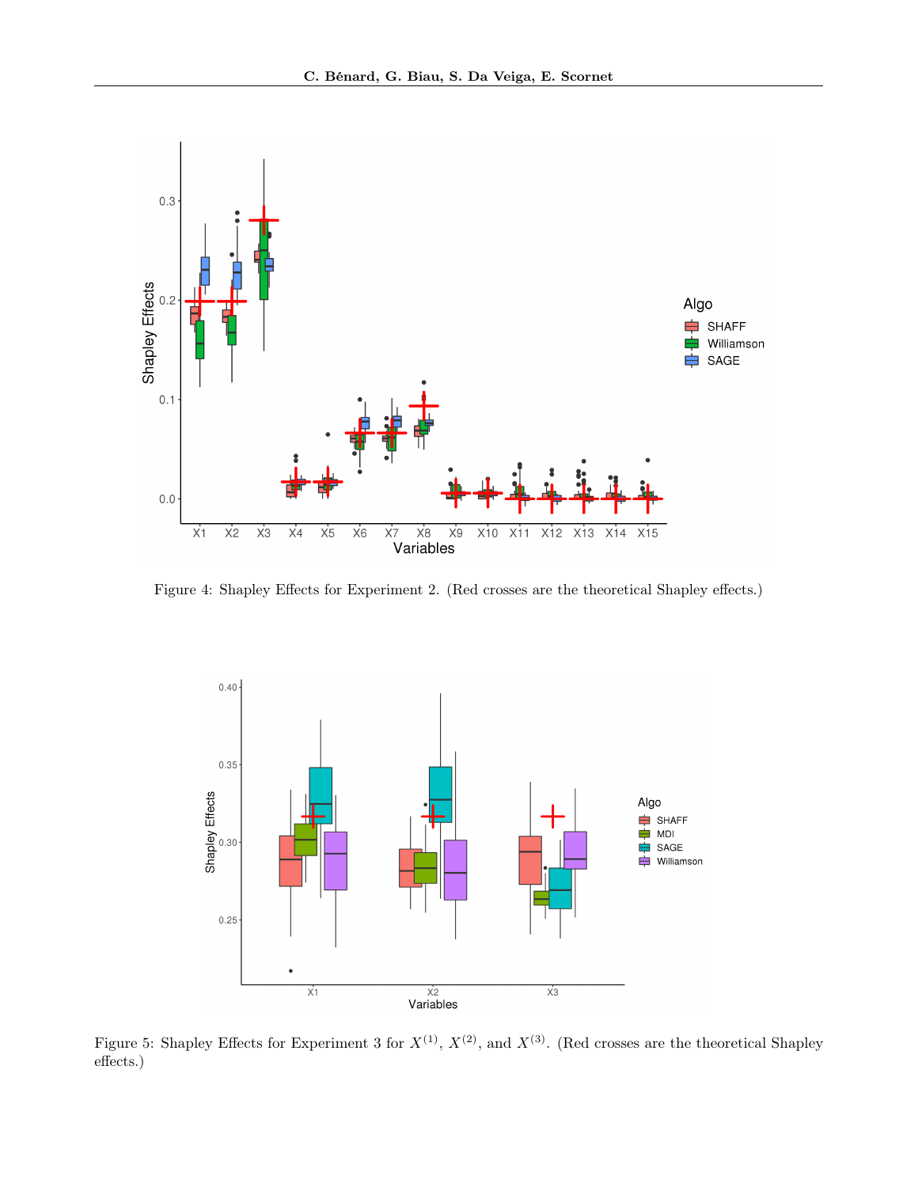Figure 4: Shapley Effects for Experiment 2. (Red crosses are the theoretical Shapley effects.)

Figure 5: Shapley Effects for Experiment 3 for $X^{(1)}$, $X^{(2)}$, and $X^{(3)}$. (Red crosses are the theoretical Shapley effects.)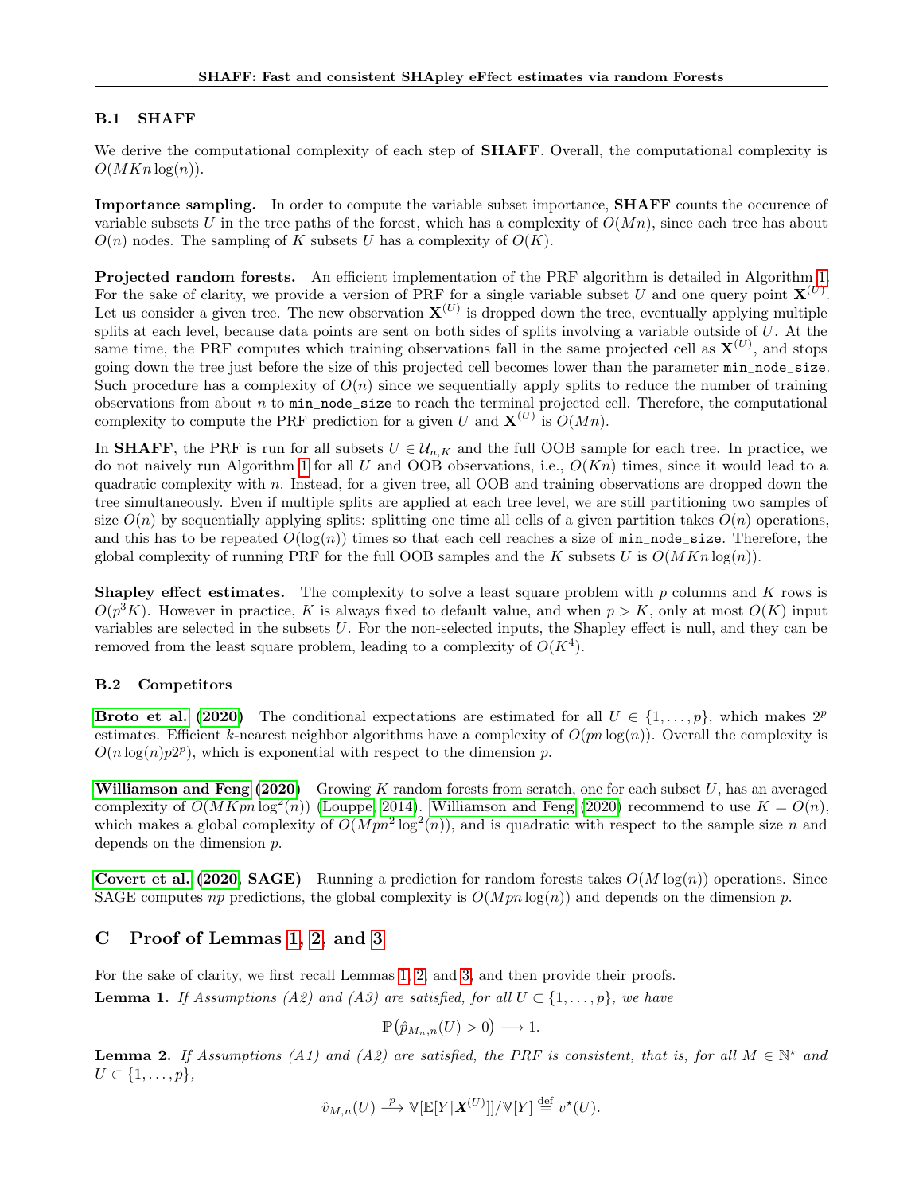### B.1 SHAFF

We derive the computational complexity of each step of **SHAFF**. Overall, the computational complexity is $O(MKn\log(n))$.

**Importance sampling.** In order to compute the variable subset importance, **SHAFF** counts the occurence of variable subsets $U$ in the tree paths of the forest, which has a complexity of $O(Mn)$, since each tree has about $O(n)$ nodes. The sampling of $K$ subsets $U$ has a complexity of $O(K)$.

**Projected random forests.** An efficient implementation of the PRF algorithm is detailed in Algorithm 1. For the sake of clarity, we provide a version of PRF for a single variable subset $U$ and one query point $\mathbf{X}^{(U)}$. Let us consider a given tree. The new observation $\mathbf{X}^{(U)}$ is dropped down the tree, eventually applying multiple splits at each level, because data points are sent on both sides of splits involving a variable outside of $U$. At the same time, the PRF computes which training observations fall in the same projected cell as $\mathbf{X}^{(U)}$, and stops going down the tree just before the size of this projected cell becomes lower than the parameter `min_node_size`. Such procedure has a complexity of $O(n)$ since we sequentially apply splits to reduce the number of training observations from about $n$ to `min_node_size` to reach the terminal projected cell. Therefore, the computational complexity to compute the PRF prediction for a given $U$ and $\mathbf{X}^{(U)}$ is $O(Mn)$.

In **SHAFF**, the PRF is run for all subsets $U \in \mathcal{U}_{n,K}$ and the full OOB sample for each tree. In practice, we do not naively run Algorithm 1 for all $U$ and OOB observations, i.e., $O(Kn)$ times, since it would lead to a quadratic complexity with $n$. Instead, for a given tree, all OOB and training observations are dropped down the tree simultaneously. Even if multiple splits are applied at each tree level, we are still partitioning two samples of size $O(n)$ by sequentially applying splits: splitting one time all cells of a given partition takes $O(n)$ operations, and this has to be repeated $O(\log(n))$ times so that each cell reaches a size of `min_node_size`. Therefore, the global complexity of running PRF for the full OOB samples and the $K$ subsets $U$ is $O(MKn\log(n))$.

**Shapley effect estimates.** The complexity to solve a least square problem with $p$ columns and $K$ rows is $O(p^3K)$. However in practice, $K$ is always fixed to default value, and when $p > K$, only at most $O(K)$ input variables are selected in the subsets $U$. For the non-selected inputs, the Shapley effect is null, and they can be removed from the least square problem, leading to a complexity of $O(K^4)$.

### B.2 Competitors

**Broto et al. (2020)** The conditional expectations are estimated for all $U \in \{1,\dots,p\}$, which makes $2^p$ estimates. Efficient $k$-nearest neighbor algorithms have a complexity of $O(pn\log(n))$. Overall the complexity is $O(n\log(n)p2^p)$, which is exponential with respect to the dimension $p$.

**Williamson and Feng (2020)** Growing $K$ random forests from scratch, one for each subset $U$, has an averaged complexity of $O(MKpn\log^2(n))$ (Louppe, 2014). Williamson and Feng (2020) recommend to use $K = O(n)$, which makes a global complexity of $O(Mpn^2\log^2(n))$, and is quadratic with respect to the sample size $n$ and depends on the dimension $p$.

**Covert et al. (2020, SAGE)** Running a prediction for random forests takes $O(M\log(n))$ operations. Since SAGE computes $np$ predictions, the global complexity is $O(Mpn\log(n))$ and depends on the dimension $p$.

## C Proof of Lemmas 1, 2, and 3

For the sake of clarity, we first recall Lemmas 1, 2, and 3, and then provide their proofs.

**Lemma 1.** *If Assumptions (A2) and (A3) are satisfied, for all $U \subset \{1,\dots,p\}$, we have*

$$\mathbb{P}\big(\hat{p}_{M_n,n}(U) > 0\big) \longrightarrow 1.$$

**Lemma 2.** *If Assumptions (A1) and (A2) are satisfied, the PRF is consistent, that is, for all $M \in \mathbb{N}^\star$ and $U \subset \{1,\dots,p\}$,*

$$\hat{v}_{M,n}(U) \xrightarrow{p} \mathbb{V}[\mathbb{E}[Y|\boldsymbol{X}^{(U)}]]/\mathbb{V}[Y] \stackrel{\text{def}}{=} v^\star(U).$$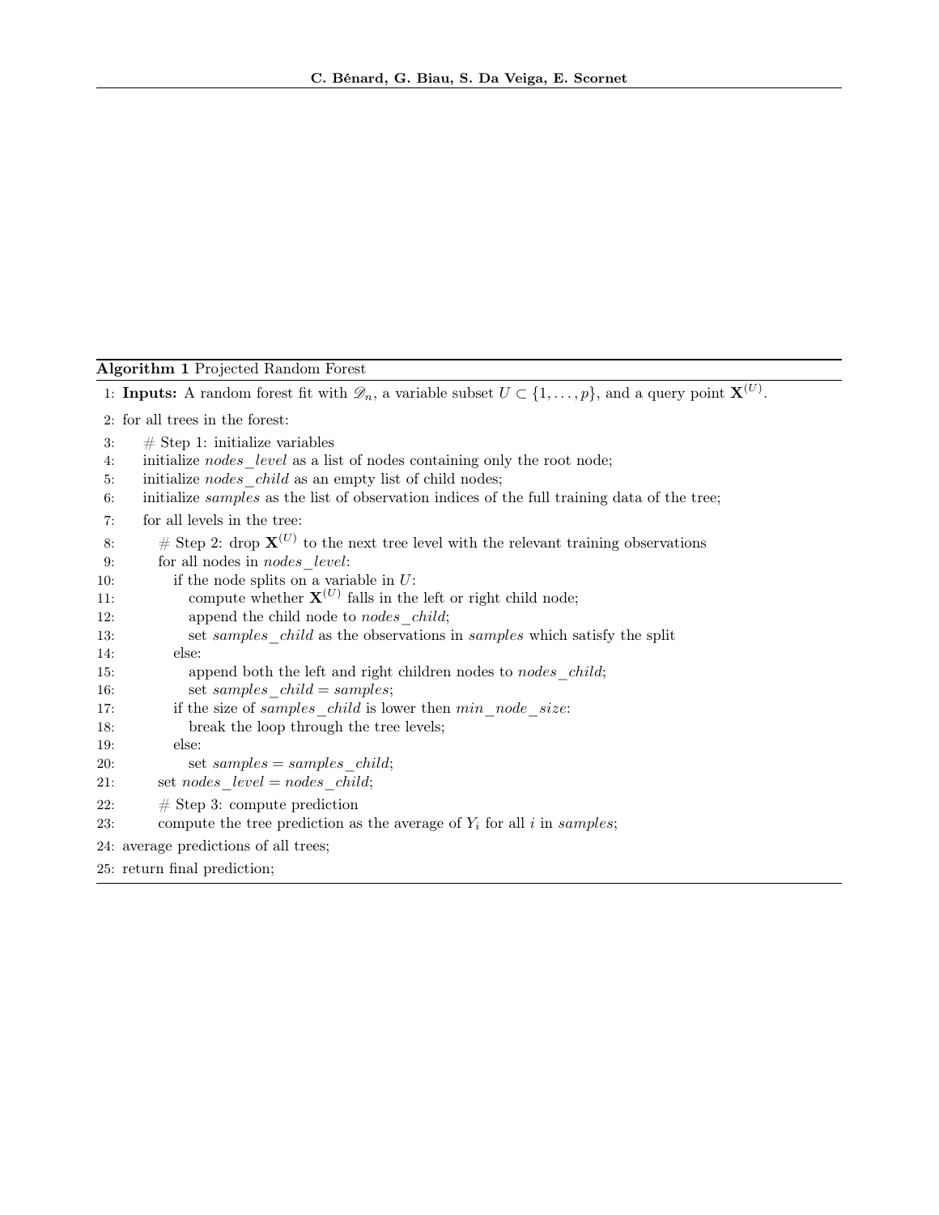**Algorithm 1** Projected Random Forest

```
1: Inputs: A random forest fit with 𝒟_n, a variable subset U ⊂ {1,...,p}, and a query point X^(U).
2: for all trees in the forest:
3:     # Step 1: initialize variables
4:     initialize nodes_level as a list of nodes containing only the root node;
5:     initialize nodes_child as an empty list of child nodes;
6:     initialize samples as the list of observation indices of the full training data of the tree;
7:     for all levels in the tree:
8:         # Step 2: drop X^(U) to the next tree level with the relevant training observations
9:         for all nodes in nodes_level:
10:            if the node splits on a variable in U:
11:                compute whether X^(U) falls in the left or right child node;
12:                append the child node to nodes_child;
13:                set samples_child as the observations in samples which satisfy the split
14:            else:
15:                append both the left and right children nodes to nodes_child;
16:                set samples_child = samples;
17:            if the size of samples_child is lower then min_node_size:
18:                break the loop through the tree levels;
19:            else:
20:                set samples = samples_child;
21:        set nodes_level = nodes_child;
22:    # Step 3: compute prediction
23:    compute the tree prediction as the average of Y_i for all i in samples;
24: average predictions of all trees;
25: return final prediction;
```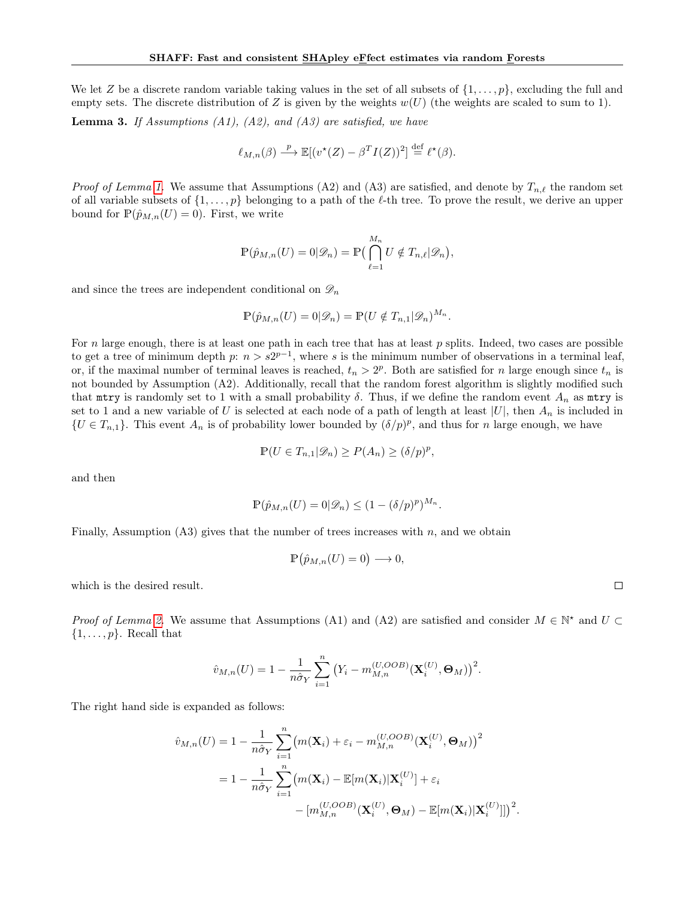We let $Z$ be a discrete random variable taking values in the set of all subsets of $\{1,\ldots,p\}$, excluding the full and empty sets. The discrete distribution of $Z$ is given by the weights $w(U)$ (the weights are scaled to sum to 1).

**Lemma 3.** *If Assumptions (A1), (A2), and (A3) are satisfied, we have*

$$\ell_{M,n}(\beta) \xrightarrow{p} \mathbb{E}[(v^\star(Z) - \beta^T I(Z))^2] \stackrel{\text{def}}{=} \ell^\star(\beta).$$

*Proof of Lemma 1.* We assume that Assumptions (A2) and (A3) are satisfied, and denote by $T_{n,\ell}$ the random set of all variable subsets of $\{1,\ldots,p\}$ belonging to a path of the $\ell$-th tree. To prove the result, we derive an upper bound for $\mathbb{P}(\hat{p}_{M,n}(U) = 0)$. First, we write

$$\mathbb{P}(\hat{p}_{M,n}(U) = 0|\mathscr{D}_n) = \mathbb{P}\big(\bigcap_{\ell=1}^{M_n} U \notin T_{n,\ell}|\mathscr{D}_n\big),$$

and since the trees are independent conditional on $\mathscr{D}_n$

$$\mathbb{P}(\hat{p}_{M,n}(U) = 0|\mathscr{D}_n) = \mathbb{P}(U \notin T_{n,1}|\mathscr{D}_n)^{M_n}.$$

For $n$ large enough, there is at least one path in each tree that has at least $p$ splits. Indeed, two cases are possible to get a tree of minimum depth $p$: $n > s2^{p-1}$, where $s$ is the minimum number of observations in a terminal leaf, or, if the maximal number of terminal leaves is reached, $t_n > 2^p$. Both are satisfied for $n$ large enough since $t_n$ is not bounded by Assumption (A2). Additionally, recall that the random forest algorithm is slightly modified such that `mtry` is randomly set to 1 with a small probability $\delta$. Thus, if we define the random event $A_n$ as `mtry` is set to 1 and a new variable of $U$ is selected at each node of a path of length at least $|U|$, then $A_n$ is included in $\{U \in T_{n,1}\}$. This event $A_n$ is of probability lower bounded by $(\delta/p)^p$, and thus for $n$ large enough, we have

$$\mathbb{P}(U \in T_{n,1}|\mathscr{D}_n) \geq P(A_n) \geq (\delta/p)^p,$$

and then

$$\mathbb{P}(\hat{p}_{M,n}(U) = 0|\mathscr{D}_n) \leq (1 - (\delta/p)^p)^{M_n}.$$

Finally, Assumption (A3) gives that the number of trees increases with $n$, and we obtain

$$\mathbb{P}\big(\hat{p}_{M,n}(U) = 0\big) \longrightarrow 0,$$

which is the desired result. $\square$

*Proof of Lemma 2.* We assume that Assumptions (A1) and (A2) are satisfied and consider $M \in \mathbb{N}^\star$ and $U \subset \{1,\ldots,p\}$. Recall that

$$\hat{v}_{M,n}(U) = 1 - \frac{1}{n\hat{\sigma}_Y}\sum_{i=1}^{n}\big(Y_i - m_{M,n}^{(U,OOB)}(\mathbf{X}_i^{(U)}, \mathbf{\Theta}_M)\big)^2.$$

The right hand side is expanded as follows:

$$\begin{aligned}
\hat{v}_{M,n}(U) &= 1 - \frac{1}{n\hat{\sigma}_Y}\sum_{i=1}^{n}\big(m(\mathbf{X}_i) + \varepsilon_i - m_{M,n}^{(U,OOB)}(\mathbf{X}_i^{(U)}, \mathbf{\Theta}_M)\big)^2 \\
&= 1 - \frac{1}{n\hat{\sigma}_Y}\sum_{i=1}^{n}\big(m(\mathbf{X}_i) - \mathbb{E}[m(\mathbf{X}_i)|\mathbf{X}_i^{(U)}] + \varepsilon_i \\
&\qquad\qquad\qquad - [m_{M,n}^{(U,OOB)}(\mathbf{X}_i^{(U)}, \mathbf{\Theta}_M) - \mathbb{E}[m(\mathbf{X}_i)|\mathbf{X}_i^{(U)}]]\big)^2.
\end{aligned}$$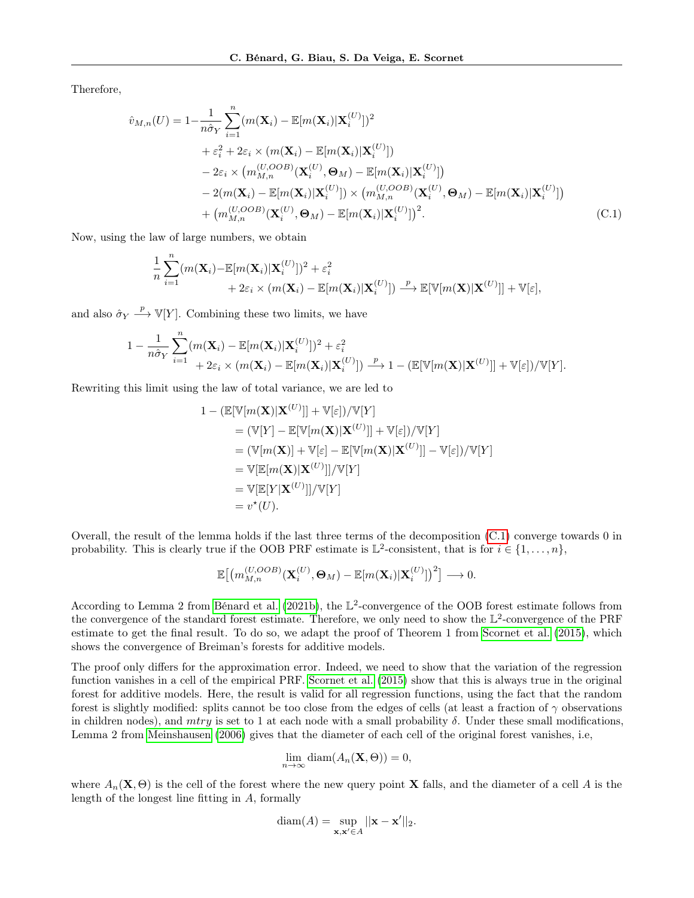Therefore,

$$
\begin{aligned}
\hat{v}_{M,n}(U) = 1-\frac{1}{n\hat{\sigma}_Y}\sum_{i=1}^{n} & (m(\mathbf{X}_i) - \mathbb{E}[m(\mathbf{X}_i)|\mathbf{X}_i^{(U)}])^2 \\
& + \varepsilon_i^2 + 2\varepsilon_i \times (m(\mathbf{X}_i) - \mathbb{E}[m(\mathbf{X}_i)|\mathbf{X}_i^{(U)}]) \\
& - 2\varepsilon_i \times \big(m_{M,n}^{(U,OOB)}(\mathbf{X}_i^{(U)}, \mathbf{\Theta}_M) - \mathbb{E}[m(\mathbf{X}_i)|\mathbf{X}_i^{(U)}]\big) \\
& - 2(m(\mathbf{X}_i) - \mathbb{E}[m(\mathbf{X}_i)|\mathbf{X}_i^{(U)}]) \times \big(m_{M,n}^{(U,OOB)}(\mathbf{X}_i^{(U)}, \mathbf{\Theta}_M) - \mathbb{E}[m(\mathbf{X}_i)|\mathbf{X}_i^{(U)}]\big) \\
& + \big(m_{M,n}^{(U,OOB)}(\mathbf{X}_i^{(U)}, \mathbf{\Theta}_M) - \mathbb{E}[m(\mathbf{X}_i)|\mathbf{X}_i^{(U)}]\big)^2.
\end{aligned} \tag{C.1}
$$

Now, using the law of large numbers, we obtain

$$
\begin{aligned}
\frac{1}{n}\sum_{i=1}^{n} & (m(\mathbf{X}_i) - \mathbb{E}[m(\mathbf{X}_i)|\mathbf{X}_i^{(U)}])^2 + \varepsilon_i^2 \\
& + 2\varepsilon_i \times (m(\mathbf{X}_i) - \mathbb{E}[m(\mathbf{X}_i)|\mathbf{X}_i^{(U)}]) \xrightarrow{p} \mathbb{E}[\mathbb{V}[m(\mathbf{X})|\mathbf{X}^{(U)}]] + \mathbb{V}[\varepsilon],
\end{aligned}
$$

and also $\hat{\sigma}_Y \xrightarrow{p} \mathbb{V}[Y]$. Combining these two limits, we have

$$
\begin{aligned}
1 - \frac{1}{n\hat{\sigma}_Y}\sum_{i=1}^{n} & (m(\mathbf{X}_i) - \mathbb{E}[m(\mathbf{X}_i)|\mathbf{X}_i^{(U)}])^2 + \varepsilon_i^2 \\
& + 2\varepsilon_i \times (m(\mathbf{X}_i) - \mathbb{E}[m(\mathbf{X}_i)|\mathbf{X}_i^{(U)}]) \xrightarrow{p} 1 - (\mathbb{E}[\mathbb{V}[m(\mathbf{X})|\mathbf{X}^{(U)}]] + \mathbb{V}[\varepsilon])/\mathbb{V}[Y].
\end{aligned}
$$

Rewriting this limit using the law of total variance, we are led to

$$
\begin{aligned}
1 - (\mathbb{E}[\mathbb{V}[m(\mathbf{X})|\mathbf{X}^{(U)}]] + \mathbb{V}[\varepsilon])/\mathbb{V}[Y] & \\
&= (\mathbb{V}[Y] - \mathbb{E}[\mathbb{V}[m(\mathbf{X})|\mathbf{X}^{(U)}]] + \mathbb{V}[\varepsilon])/\mathbb{V}[Y] \\
&= (\mathbb{V}[m(\mathbf{X})] + \mathbb{V}[\varepsilon] - \mathbb{E}[\mathbb{V}[m(\mathbf{X})|\mathbf{X}^{(U)}]] - \mathbb{V}[\varepsilon])/\mathbb{V}[Y] \\
&= \mathbb{V}[\mathbb{E}[m(\mathbf{X})|\mathbf{X}^{(U)}]]/\mathbb{V}[Y] \\
&= \mathbb{V}[\mathbb{E}[Y|\mathbf{X}^{(U)}]]/\mathbb{V}[Y] \\
&= v^\star(U).
\end{aligned}
$$

Overall, the result of the lemma holds if the last three terms of the decomposition (C.1) converge towards 0 in probability. This is clearly true if the OOB PRF estimate is $\mathbb{L}^2$-consistent, that is for $i \in \{1, \ldots, n\}$,

$$
\mathbb{E}\big[\big(m_{M,n}^{(U,OOB)}(\mathbf{X}_i^{(U)}, \mathbf{\Theta}_M) - \mathbb{E}[m(\mathbf{X}_i)|\mathbf{X}_i^{(U)}]\big)^2\big] \longrightarrow 0.
$$

According to Lemma 2 from Bénard et al. (2021b), the $\mathbb{L}^2$-convergence of the OOB forest estimate follows from the convergence of the standard forest estimate. Therefore, we only need to show the $\mathbb{L}^2$-convergence of the PRF estimate to get the final result. To do so, we adapt the proof of Theorem 1 from Scornet et al. (2015), which shows the convergence of Breiman's forests for additive models.

The proof only differs for the approximation error. Indeed, we need to show that the variation of the regression function vanishes in a cell of the empirical PRF. Scornet et al. (2015) show that this is always true in the original forest for additive models. Here, the result is valid for all regression functions, using the fact that the random forest is slightly modified: splits cannot be too close from the edges of cells (at least a fraction of $\gamma$ observations in children nodes), and *mtry* is set to 1 at each node with a small probability $\delta$. Under these small modifications, Lemma 2 from Meinshausen (2006) gives that the diameter of each cell of the original forest vanishes, i.e,

$$
\lim_{n\to\infty} \text{diam}(A_n(\mathbf{X}, \Theta)) = 0,
$$

where $A_n(\mathbf{X}, \Theta)$ is the cell of the forest where the new query point $\mathbf{X}$ falls, and the diameter of a cell $A$ is the length of the longest line fitting in $A$, formally

$$
\text{diam}(A) = \sup_{\mathbf{x},\mathbf{x}' \in A} ||\mathbf{x} - \mathbf{x}'||_2.
$$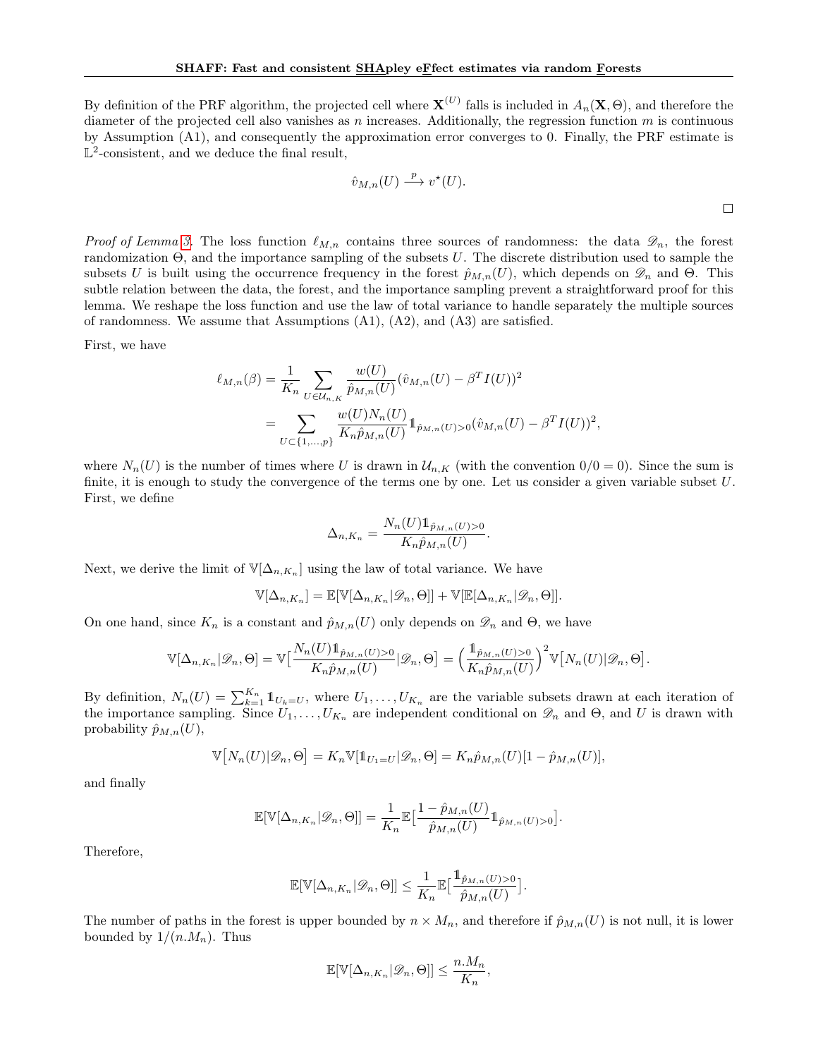By definition of the PRF algorithm, the projected cell where $\mathbf{X}^{(U)}$ falls is included in $A_n(\mathbf{X}, \Theta)$, and therefore the diameter of the projected cell also vanishes as $n$ increases. Additionally, the regression function $m$ is continuous by Assumption (A1), and consequently the approximation error converges to 0. Finally, the PRF estimate is $\mathbb{L}^2$-consistent, and we deduce the final result,

$$\hat{v}_{M,n}(U) \xrightarrow{p} v^\star(U).$$

□

*Proof of Lemma 3.* The loss function $\ell_{M,n}$ contains three sources of randomness: the data $\mathscr{D}_n$, the forest randomization $\Theta$, and the importance sampling of the subsets $U$. The discrete distribution used to sample the subsets $U$ is built using the occurrence frequency in the forest $\hat{p}_{M,n}(U)$, which depends on $\mathscr{D}_n$ and $\Theta$. This subtle relation between the data, the forest, and the importance sampling prevent a straightforward proof for this lemma. We reshape the loss function and use the law of total variance to handle separately the multiple sources of randomness. We assume that Assumptions (A1), (A2), and (A3) are satisfied.

First, we have

$$\begin{aligned}
\ell_{M,n}(\beta) &= \frac{1}{K_n} \sum_{U \in \mathcal{U}_{n,K}} \frac{w(U)}{\hat{p}_{M,n}(U)} (\hat{v}_{M,n}(U) - \beta^T I(U))^2 \\
&= \sum_{U \subset \{1,\ldots,p\}} \frac{w(U) N_n(U)}{K_n \hat{p}_{M,n}(U)} \mathbb{1}_{\hat{p}_{M,n}(U)>0} (\hat{v}_{M,n}(U) - \beta^T I(U))^2,
\end{aligned}$$

where $N_n(U)$ is the number of times where $U$ is drawn in $\mathcal{U}_{n,K}$ (with the convention $0/0 = 0$). Since the sum is finite, it is enough to study the convergence of the terms one by one. Let us consider a given variable subset $U$. First, we define

$$\Delta_{n,K_n} = \frac{N_n(U) \mathbb{1}_{\hat{p}_{M,n}(U)>0}}{K_n \hat{p}_{M,n}(U)}.$$

Next, we derive the limit of $\mathbb{V}[\Delta_{n,K_n}]$ using the law of total variance. We have

$$\mathbb{V}[\Delta_{n,K_n}] = \mathbb{E}[\mathbb{V}[\Delta_{n,K_n} | \mathscr{D}_n, \Theta]] + \mathbb{V}[\mathbb{E}[\Delta_{n,K_n} | \mathscr{D}_n, \Theta]].$$

On one hand, since $K_n$ is a constant and $\hat{p}_{M,n}(U)$ only depends on $\mathscr{D}_n$ and $\Theta$, we have

$$\mathbb{V}[\Delta_{n,K_n} | \mathscr{D}_n, \Theta] = \mathbb{V}\big[\frac{N_n(U) \mathbb{1}_{\hat{p}_{M,n}(U)>0}}{K_n \hat{p}_{M,n}(U)} | \mathscr{D}_n, \Theta\big] = \Big(\frac{\mathbb{1}_{\hat{p}_{M,n}(U)>0}}{K_n \hat{p}_{M,n}(U)}\Big)^2 \mathbb{V}\big[N_n(U) | \mathscr{D}_n, \Theta\big].$$

By definition, $N_n(U) = \sum_{k=1}^{K_n} \mathbb{1}_{U_k = U}$, where $U_1, \ldots, U_{K_n}$ are the variable subsets drawn at each iteration of the importance sampling. Since $U_1, \ldots, U_{K_n}$ are independent conditional on $\mathscr{D}_n$ and $\Theta$, and $U$ is drawn with probability $\hat{p}_{M,n}(U)$,

$$\mathbb{V}\big[N_n(U) | \mathscr{D}_n, \Theta\big] = K_n \mathbb{V}[\mathbb{1}_{U_1 = U} | \mathscr{D}_n, \Theta] = K_n \hat{p}_{M,n}(U)[1 - \hat{p}_{M,n}(U)],$$

and finally

$$\mathbb{E}[\mathbb{V}[\Delta_{n,K_n} | \mathscr{D}_n, \Theta]] = \frac{1}{K_n} \mathbb{E}\big[\frac{1 - \hat{p}_{M,n}(U)}{\hat{p}_{M,n}(U)} \mathbb{1}_{\hat{p}_{M,n}(U)>0}\big].$$

Therefore,

$$\mathbb{E}[\mathbb{V}[\Delta_{n,K_n} | \mathscr{D}_n, \Theta]] \leq \frac{1}{K_n} \mathbb{E}\big[\frac{\mathbb{1}_{\hat{p}_{M,n}(U)>0}}{\hat{p}_{M,n}(U)}\big].$$

The number of paths in the forest is upper bounded by $n \times M_n$, and therefore if $\hat{p}_{M,n}(U)$ is not null, it is lower bounded by $1/(n.M_n)$. Thus

$$\mathbb{E}[\mathbb{V}[\Delta_{n,K_n} | \mathscr{D}_n, \Theta]] \leq \frac{n.M_n}{K_n},$$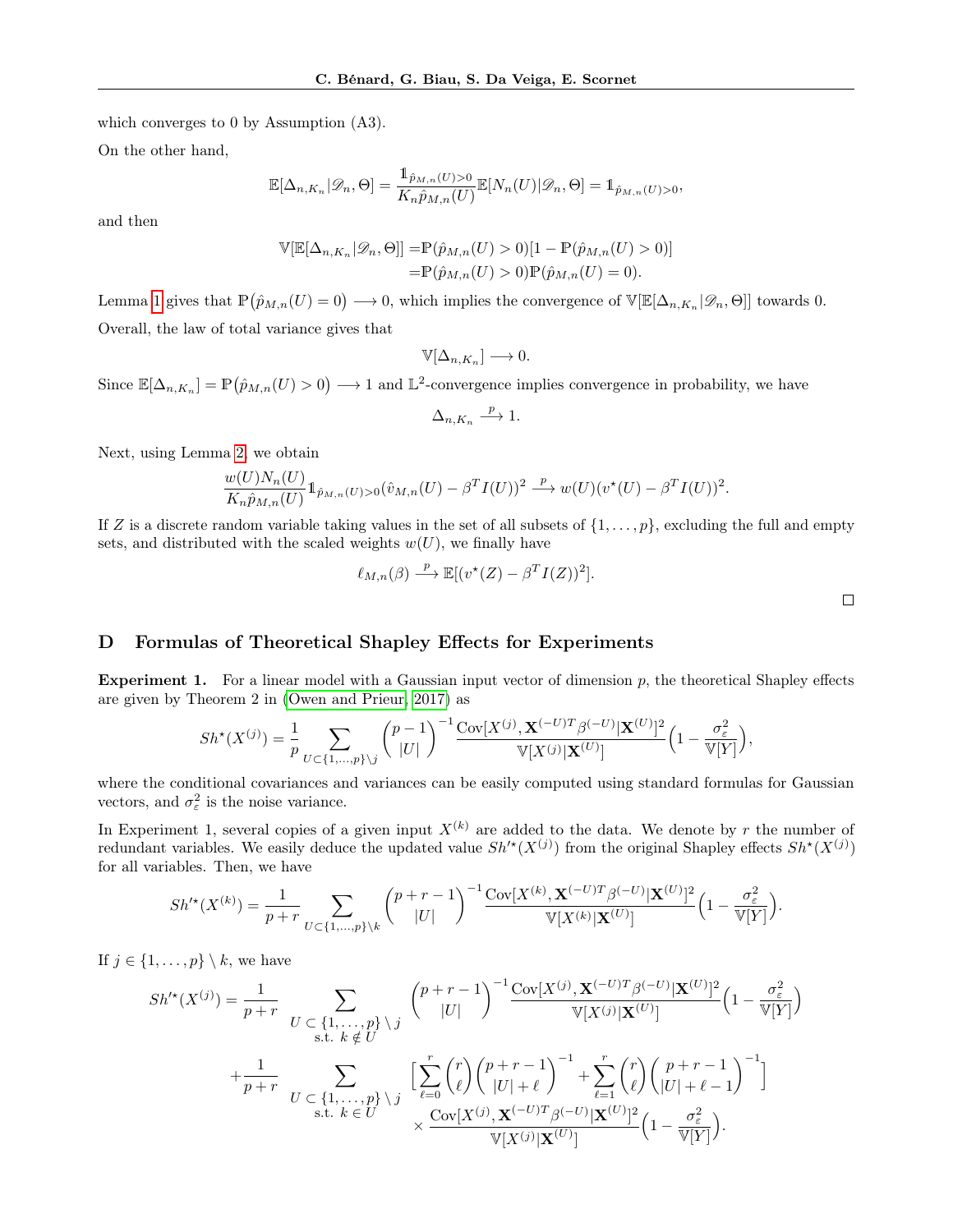which converges to 0 by Assumption (A3).

On the other hand,

$$\mathbb{E}[\Delta_{n,K_n}|\mathscr{D}_n,\Theta] = \frac{\mathbb{1}_{\hat{p}_{M,n}(U)>0}}{K_n\hat{p}_{M,n}(U)}\mathbb{E}[N_n(U)|\mathscr{D}_n,\Theta] = \mathbb{1}_{\hat{p}_{M,n}(U)>0},$$

and then

$$\begin{aligned}\mathbb{V}[\mathbb{E}[\Delta_{n,K_n}|\mathscr{D}_n,\Theta]] =& \mathbb{P}(\hat{p}_{M,n}(U)>0)[1-\mathbb{P}(\hat{p}_{M,n}(U)>0)]\\ =& \mathbb{P}(\hat{p}_{M,n}(U)>0)\mathbb{P}(\hat{p}_{M,n}(U)=0).\end{aligned}$$

Lemma 1 gives that $\mathbb{P}\big(\hat{p}_{M,n}(U)=0\big)\longrightarrow 0$, which implies the convergence of $\mathbb{V}[\mathbb{E}[\Delta_{n,K_n}|\mathscr{D}_n,\Theta]]$ towards 0. Overall, the law of total variance gives that

$$\mathbb{V}[\Delta_{n,K_n}]\longrightarrow 0.$$

Since $\mathbb{E}[\Delta_{n,K_n}]=\mathbb{P}\big(\hat{p}_{M,n}(U)>0\big)\longrightarrow 1$ and $\mathbb{L}^2$-convergence implies convergence in probability, we have

$$\Delta_{n,K_n}\xrightarrow{p} 1.$$

Next, using Lemma 2, we obtain

$$\frac{w(U)N_n(U)}{K_n\hat{p}_{M,n}(U)}\mathbb{1}_{\hat{p}_{M,n}(U)>0}(\hat{v}_{M,n}(U)-\beta^T I(U))^2\xrightarrow{p} w(U)(v^\star(U)-\beta^T I(U))^2.$$

If $Z$ is a discrete random variable taking values in the set of all subsets of $\{1,\ldots,p\}$, excluding the full and empty sets, and distributed with the scaled weights $w(U)$, we finally have

$$\ell_{M,n}(\beta)\xrightarrow{p}\mathbb{E}[(v^\star(Z)-\beta^T I(Z))^2].$$

□

# D Formulas of Theoretical Shapley Effects for Experiments

**Experiment 1.** For a linear model with a Gaussian input vector of dimension $p$, the theoretical Shapley effects are given by Theorem 2 in (Owen and Prieur, 2017) as

$$Sh^\star(X^{(j)})=\frac{1}{p}\sum_{U\subset\{1,\ldots,p\}\setminus j}\binom{p-1}{|U|}^{-1}\frac{\mathrm{Cov}[X^{(j)},\mathbf{X}^{(-U)T}\beta^{(-U)}|\mathbf{X}^{(U)}]^2}{\mathbb{V}[X^{(j)}|\mathbf{X}^{(U)}]}\Big(1-\frac{\sigma_\varepsilon^2}{\mathbb{V}[Y]}\Big),$$

where the conditional covariances and variances can be easily computed using standard formulas for Gaussian vectors, and $\sigma_\varepsilon^2$ is the noise variance.

In Experiment 1, several copies of a given input $X^{(k)}$ are added to the data. We denote by $r$ the number of redundant variables. We easily deduce the updated value $Sh'^\star(X^{(j)})$ from the original Shapley effects $Sh^\star(X^{(j)})$ for all variables. Then, we have

$$Sh'^\star(X^{(k)})=\frac{1}{p+r}\sum_{U\subset\{1,\ldots,p\}\setminus k}\binom{p+r-1}{|U|}^{-1}\frac{\mathrm{Cov}[X^{(k)},\mathbf{X}^{(-U)T}\beta^{(-U)}|\mathbf{X}^{(U)}]^2}{\mathbb{V}[X^{(k)}|\mathbf{X}^{(U)}]}\Big(1-\frac{\sigma_\varepsilon^2}{\mathbb{V}[Y]}\Big).$$

If $j\in\{1,\ldots,p\}\setminus k$, we have

$$\begin{aligned}Sh'^\star(X^{(j)})=&\frac{1}{p+r}\sum_{\substack{U\subset\{1,\ldots,p\}\setminus j\\ \text{s.t. } k\notin U}}\binom{p+r-1}{|U|}^{-1}\frac{\mathrm{Cov}[X^{(j)},\mathbf{X}^{(-U)T}\beta^{(-U)}|\mathbf{X}^{(U)}]^2}{\mathbb{V}[X^{(j)}|\mathbf{X}^{(U)}]}\Big(1-\frac{\sigma_\varepsilon^2}{\mathbb{V}[Y]}\Big)\\ &+\frac{1}{p+r}\sum_{\substack{U\subset\{1,\ldots,p\}\setminus j\\ \text{s.t. } k\in U}}\Big[\sum_{\ell=0}^{r}\binom{r}{\ell}\binom{p+r-1}{|U|+\ell}^{-1}+\sum_{\ell=1}^{r}\binom{r}{\ell}\binom{p+r-1}{|U|+\ell-1}^{-1}\Big]\\ &\qquad\times\frac{\mathrm{Cov}[X^{(j)},\mathbf{X}^{(-U)T}\beta^{(-U)}|\mathbf{X}^{(U)}]^2}{\mathbb{V}[X^{(j)}|\mathbf{X}^{(U)}]}\Big(1-\frac{\sigma_\varepsilon^2}{\mathbb{V}[Y]}\Big).\end{aligned}$$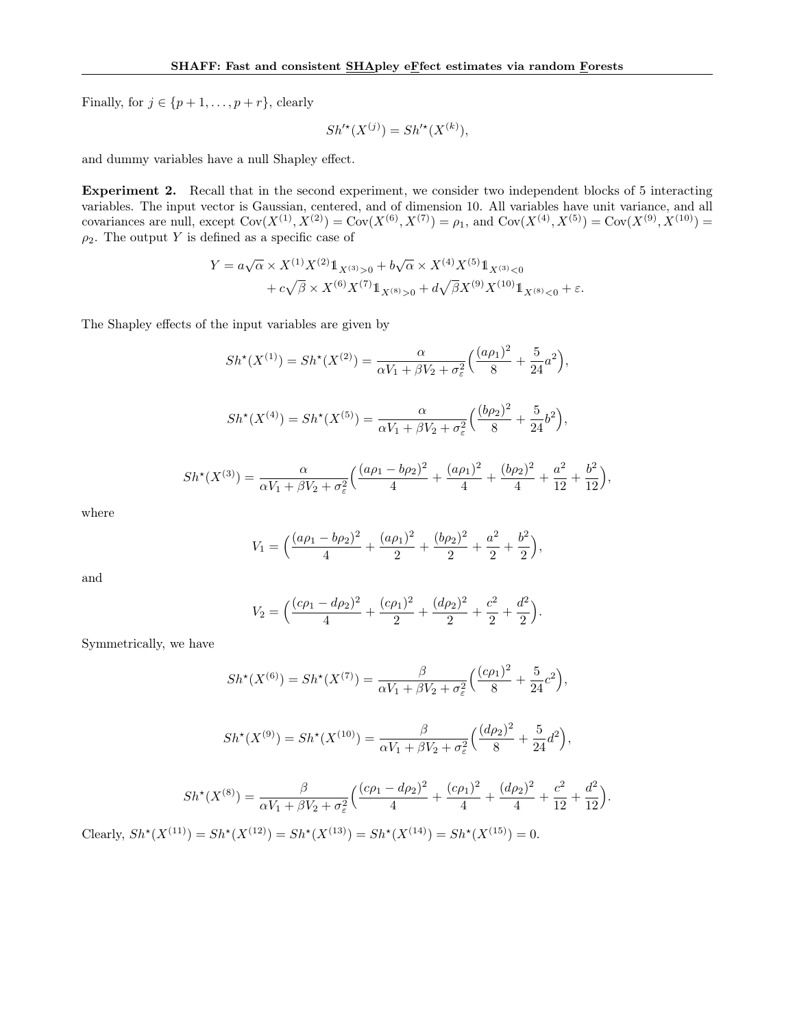Finally, for $j \in \{p+1, \dots, p+r\}$, clearly

$$Sh'^{\star}(X^{(j)}) = Sh'^{\star}(X^{(k)}),$$

and dummy variables have a null Shapley effect.

**Experiment 2.** Recall that in the second experiment, we consider two independent blocks of 5 interacting variables. The input vector is Gaussian, centered, and of dimension 10. All variables have unit variance, and all covariances are null, except $\mathrm{Cov}(X^{(1)}, X^{(2)}) = \mathrm{Cov}(X^{(6)}, X^{(7)}) = \rho_1$, and $\mathrm{Cov}(X^{(4)}, X^{(5)}) = \mathrm{Cov}(X^{(9)}, X^{(10)}) = \rho_2$. The output $Y$ is defined as a specific case of

$$Y = a\sqrt{\alpha} \times X^{(1)}X^{(2)}\mathbb{1}_{X^{(3)}>0} + b\sqrt{\alpha} \times X^{(4)}X^{(5)}\mathbb{1}_{X^{(3)}<0} + c\sqrt{\beta} \times X^{(6)}X^{(7)}\mathbb{1}_{X^{(8)}>0} + d\sqrt{\beta}X^{(9)}X^{(10)}\mathbb{1}_{X^{(8)}<0} + \varepsilon.$$

The Shapley effects of the input variables are given by

$$Sh^{\star}(X^{(1)}) = Sh^{\star}(X^{(2)}) = \frac{\alpha}{\alpha V_1 + \beta V_2 + \sigma_\varepsilon^2}\Big(\frac{(a\rho_1)^2}{8} + \frac{5}{24}a^2\Big),$$

$$Sh^{\star}(X^{(4)}) = Sh^{\star}(X^{(5)}) = \frac{\alpha}{\alpha V_1 + \beta V_2 + \sigma_\varepsilon^2}\Big(\frac{(b\rho_2)^2}{8} + \frac{5}{24}b^2\Big),$$

$$Sh^{\star}(X^{(3)}) = \frac{\alpha}{\alpha V_1 + \beta V_2 + \sigma_\varepsilon^2}\Big(\frac{(a\rho_1 - b\rho_2)^2}{4} + \frac{(a\rho_1)^2}{4} + \frac{(b\rho_2)^2}{4} + \frac{a^2}{12} + \frac{b^2}{12}\Big),$$

where

$$V_1 = \Big(\frac{(a\rho_1 - b\rho_2)^2}{4} + \frac{(a\rho_1)^2}{2} + \frac{(b\rho_2)^2}{2} + \frac{a^2}{2} + \frac{b^2}{2}\Big),$$

and

$$V_2 = \Big(\frac{(c\rho_1 - d\rho_2)^2}{4} + \frac{(c\rho_1)^2}{2} + \frac{(d\rho_2)^2}{2} + \frac{c^2}{2} + \frac{d^2}{2}\Big).$$

Symmetrically, we have

$$Sh^{\star}(X^{(6)}) = Sh^{\star}(X^{(7)}) = \frac{\beta}{\alpha V_1 + \beta V_2 + \sigma_\varepsilon^2}\Big(\frac{(c\rho_1)^2}{8} + \frac{5}{24}c^2\Big),$$

$$Sh^{\star}(X^{(9)}) = Sh^{\star}(X^{(10)}) = \frac{\beta}{\alpha V_1 + \beta V_2 + \sigma_\varepsilon^2}\Big(\frac{(d\rho_2)^2}{8} + \frac{5}{24}d^2\Big),$$

$$Sh^{\star}(X^{(8)}) = \frac{\beta}{\alpha V_1 + \beta V_2 + \sigma_\varepsilon^2}\Big(\frac{(c\rho_1 - d\rho_2)^2}{4} + \frac{(c\rho_1)^2}{4} + \frac{(d\rho_2)^2}{4} + \frac{c^2}{12} + \frac{d^2}{12}\Big).$$

Clearly, $Sh^{\star}(X^{(11)}) = Sh^{\star}(X^{(12)}) = Sh^{\star}(X^{(13)}) = Sh^{\star}(X^{(14)}) = Sh^{\star}(X^{(15)}) = 0$.